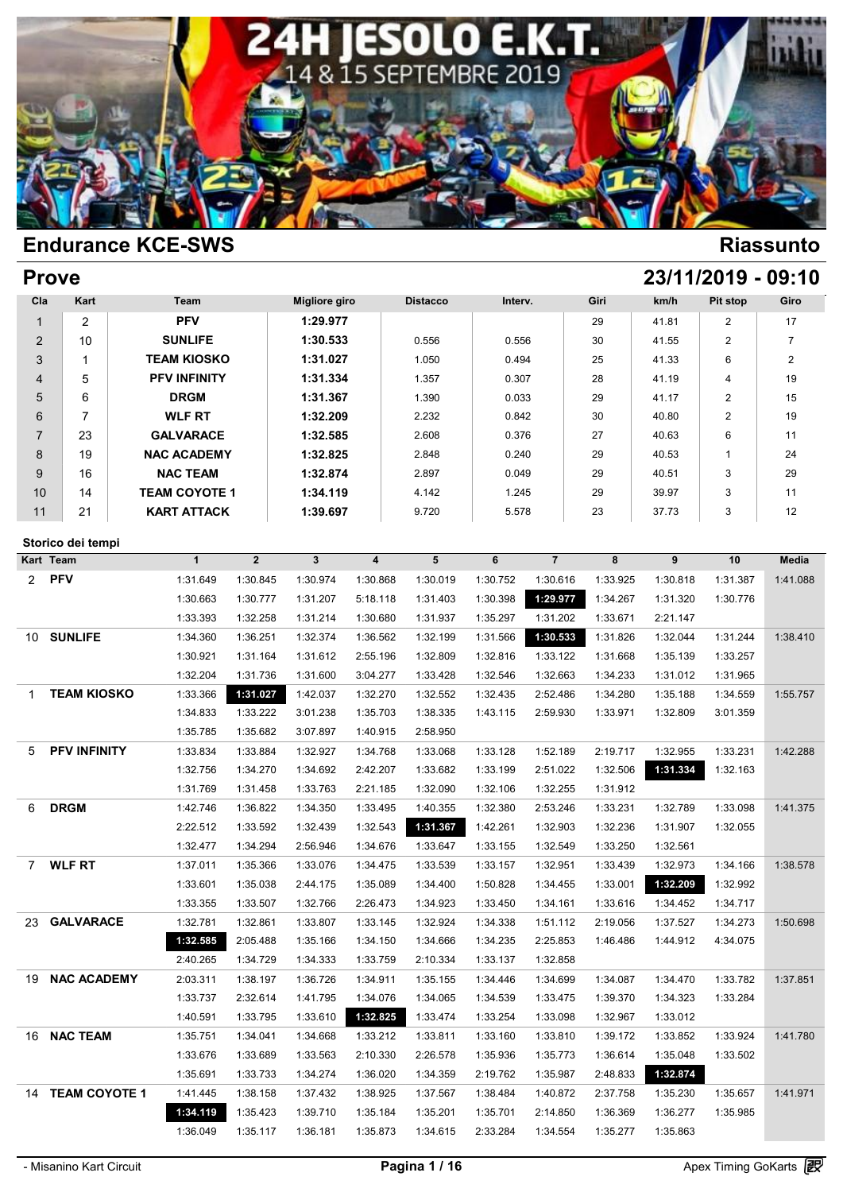# 24H JESOLO E.K.T.

14 & 15 SEPTEMBRE 2019

## Endurance KCE-SWS — Riassunto

## Prove — 23/11/2019 - 09:10

| Cla | Kart | Team | Migliore giro | Distacco | Interv. | Giri | km/h | Pit stop | Giro |
|---|---|---|---|---|---|---|---|---|---|
| 1 | 2 | PFV | 1:29.977 | | | 29 | 41.81 | 2 | 17 |
| 2 | 10 | SUNLIFE | 1:30.533 | 0.556 | 0.556 | 30 | 41.55 | 2 | 7 |
| 3 | 1 | TEAM KIOSKO | 1:31.027 | 1.050 | 0.494 | 25 | 41.33 | 6 | 2 |
| 4 | 5 | PFV INFINITY | 1:31.334 | 1.357 | 0.307 | 28 | 41.19 | 4 | 19 |
| 5 | 6 | DRGM | 1:31.367 | 1.390 | 0.033 | 29 | 41.17 | 2 | 15 |
| 6 | 7 | WLF RT | 1:32.209 | 2.232 | 0.842 | 30 | 40.80 | 2 | 19 |
| 7 | 23 | GALVARACE | 1:32.585 | 2.608 | 0.376 | 27 | 40.63 | 6 | 11 |
| 8 | 19 | NAC ACADEMY | 1:32.825 | 2.848 | 0.240 | 29 | 40.53 | 1 | 24 |
| 9 | 16 | NAC TEAM | 1:32.874 | 2.897 | 0.049 | 29 | 40.51 | 3 | 29 |
| 10 | 14 | TEAM COYOTE 1 | 1:34.119 | 4.142 | 1.245 | 29 | 39.97 | 3 | 11 |
| 11 | 21 | KART ATTACK | 1:39.697 | 9.720 | 5.578 | 23 | 37.73 | 3 | 12 |

### Storico dei tempi

| Kart | Team | 1 | 2 | 3 | 4 | 5 | 6 | 7 | 8 | 9 | 10 | Media |
|---|---|---|---|---|---|---|---|---|---|---|---|---|
| 2 | PFV | 1:31.649 | 1:30.845 | 1:30.974 | 1:30.868 | 1:30.019 | 1:30.752 | 1:30.616 | 1:33.925 | 1:30.818 | 1:31.387 | 1:41.088 |
| | | 1:30.663 | 1:30.777 | 1:31.207 | 5:18.118 | 1:31.403 | 1:30.398 | **1:29.977** | 1:34.267 | 1:31.320 | 1:30.776 | |
| | | 1:33.393 | 1:32.258 | 1:31.214 | 1:30.680 | 1:31.937 | 1:35.297 | 1:31.202 | 1:33.671 | 2:21.147 | | |
| 10 | SUNLIFE | 1:34.360 | 1:36.251 | 1:32.374 | 1:36.562 | 1:32.199 | 1:31.566 | **1:30.533** | 1:31.826 | 1:32.044 | 1:31.244 | 1:38.410 |
| | | 1:30.921 | 1:31.164 | 1:31.612 | 2:55.196 | 1:32.809 | 1:32.816 | 1:33.122 | 1:31.668 | 1:35.139 | 1:33.257 | |
| | | 1:32.204 | 1:31.736 | 1:31.600 | 3:04.277 | 1:33.428 | 1:32.546 | 1:32.663 | 1:34.233 | 1:31.012 | 1:31.965 | |
| 1 | TEAM KIOSKO | 1:33.366 | **1:31.027** | 1:42.037 | 1:32.270 | 1:32.552 | 1:32.435 | 2:52.486 | 1:34.280 | 1:35.188 | 1:34.559 | 1:55.757 |
| | | 1:34.833 | 1:33.222 | 3:01.238 | 1:35.703 | 1:38.335 | 1:43.115 | 2:59.930 | 1:33.971 | 1:32.809 | 3:01.359 | |
| | | 1:35.785 | 1:35.682 | 3:07.897 | 1:40.915 | 2:58.950 | | | | | | |
| 5 | PFV INFINITY | 1:33.834 | 1:33.884 | 1:32.927 | 1:34.768 | 1:33.068 | 1:33.128 | 1:52.189 | 2:19.717 | 1:32.955 | 1:33.231 | 1:42.288 |
| | | 1:32.756 | 1:34.270 | 1:34.692 | 2:42.207 | 1:33.682 | 1:33.199 | 2:51.022 | 1:32.506 | **1:31.334** | 1:32.163 | |
| | | 1:31.769 | 1:31.458 | 1:33.763 | 2:21.185 | 1:32.090 | 1:32.106 | 1:32.255 | 1:31.912 | | | |
| 6 | DRGM | 1:42.746 | 1:36.822 | 1:34.350 | 1:33.495 | 1:40.355 | 1:32.380 | 2:53.246 | 1:33.231 | 1:32.789 | 1:33.098 | 1:41.375 |
| | | 2:22.512 | 1:33.592 | 1:32.439 | 1:32.543 | **1:31.367** | 1:42.261 | 1:32.903 | 1:32.236 | 1:31.907 | 1:32.055 | |
| | | 1:32.477 | 1:34.294 | 2:56.946 | 1:34.676 | 1:33.647 | 1:33.155 | 1:32.549 | 1:33.250 | 1:32.561 | | |
| 7 | WLF RT | 1:37.011 | 1:35.366 | 1:33.076 | 1:34.475 | 1:33.539 | 1:33.157 | 1:32.951 | 1:33.439 | 1:32.973 | 1:34.166 | 1:38.578 |
| | | 1:33.601 | 1:35.038 | 2:44.175 | 1:35.089 | 1:34.400 | 1:50.828 | 1:34.455 | 1:33.001 | **1:32.209** | 1:32.992 | |
| | | 1:33.355 | 1:33.507 | 1:32.766 | 2:26.473 | 1:34.923 | 1:33.450 | 1:34.161 | 1:33.616 | 1:34.452 | 1:34.717 | |
| 23 | GALVARACE | 1:32.781 | 1:32.861 | 1:33.807 | 1:33.145 | 1:32.924 | 1:34.338 | 1:51.112 | 2:19.056 | 1:37.527 | 1:34.273 | 1:50.698 |
| | | **1:32.585** | 2:05.488 | 1:35.166 | 1:34.150 | 1:34.666 | 1:34.235 | 2:25.853 | 1:46.486 | 1:44.912 | 4:34.075 | |
| | | 2:40.265 | 1:34.729 | 1:34.333 | 1:33.759 | 2:10.334 | 1:33.137 | 1:32.858 | | | | |
| 19 | NAC ACADEMY | 2:03.311 | 1:38.197 | 1:36.726 | 1:34.911 | 1:35.155 | 1:34.446 | 1:34.699 | 1:34.087 | 1:34.470 | 1:33.782 | 1:37.851 |
| | | 1:33.737 | 2:32.614 | 1:41.795 | 1:34.076 | 1:34.065 | 1:34.539 | 1:33.475 | 1:39.370 | 1:34.323 | 1:33.284 | |
| | | 1:40.591 | 1:33.795 | 1:33.610 | **1:32.825** | 1:33.474 | 1:33.254 | 1:33.098 | 1:32.967 | 1:33.012 | | |
| 16 | NAC TEAM | 1:35.751 | 1:34.041 | 1:34.668 | 1:33.212 | 1:33.811 | 1:33.160 | 1:33.810 | 1:39.172 | 1:33.852 | 1:33.924 | 1:41.780 |
| | | 1:33.676 | 1:33.689 | 1:33.563 | 2:10.330 | 2:26.578 | 1:35.936 | 1:35.773 | 1:36.614 | 1:35.048 | 1:33.502 | |
| | | 1:35.691 | 1:33.733 | 1:34.274 | 1:36.020 | 1:34.359 | 2:19.762 | 1:35.987 | 2:48.833 | **1:32.874** | | |
| 14 | TEAM COYOTE 1 | 1:41.445 | 1:38.158 | 1:37.432 | 1:38.925 | 1:37.567 | 1:38.484 | 2:37.758 | 1:35.230 | 1:35.657 | | 1:41.971 |
| | | **1:34.119** | 1:35.423 | 1:39.710 | 1:35.184 | 1:35.201 | 1:35.701 | 2:14.850 | 1:36.369 | 1:36.277 | 1:35.985 | |
| | | 1:36.049 | 1:35.117 | 1:36.181 | 1:35.873 | 1:34.615 | 2:33.284 | 1:34.554 | 1:35.277 | 1:35.863 | | |

- Misanino Kart Circuit — Apex Timing GoKarts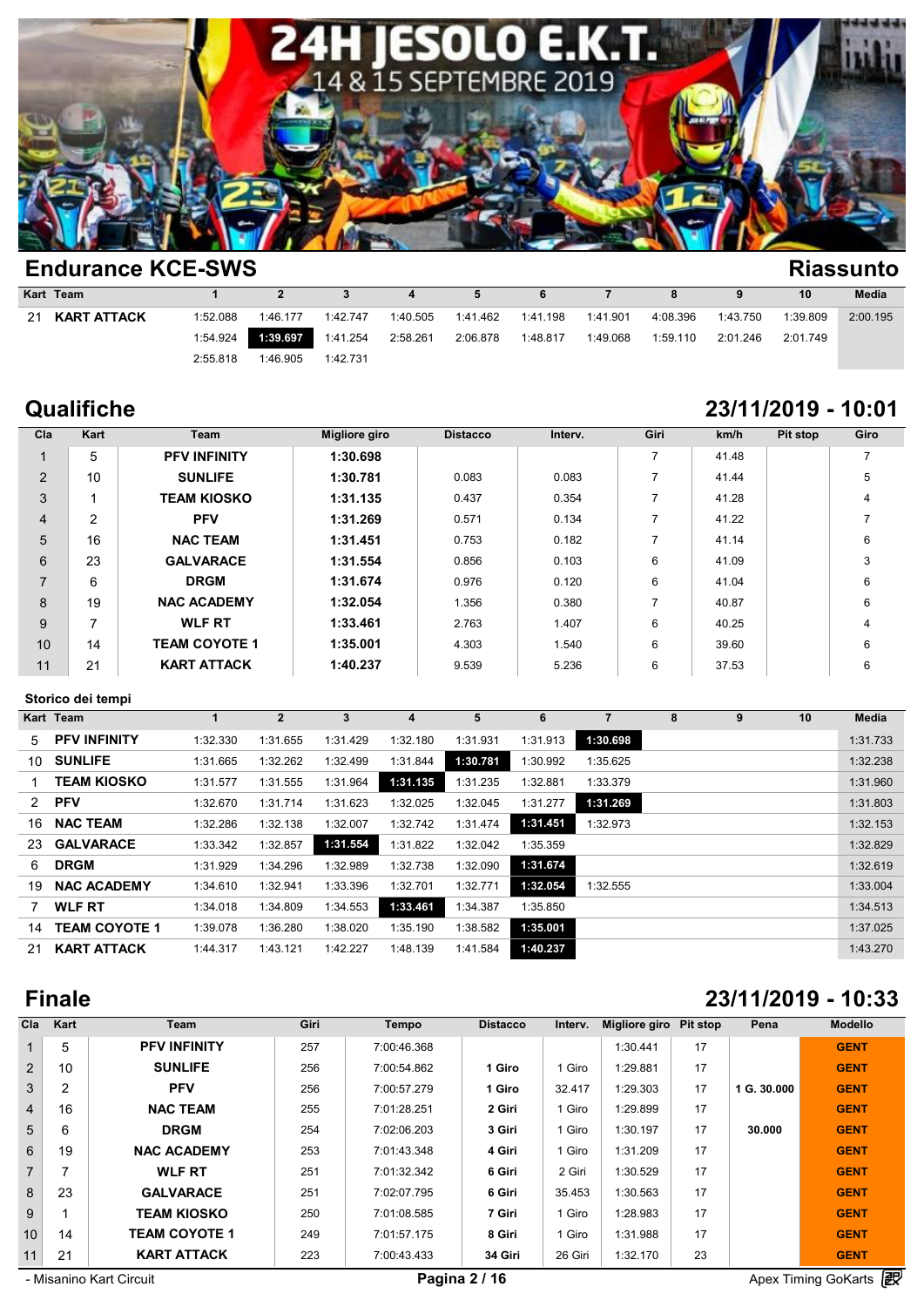# 24H JESOLO E.K.T.

14 & 15 SEPTEMBRE 2019

## Endurance KCE-SWS

## Riassunto

| Kart | Team | 1 | 2 | 3 | 4 | 5 | 6 | 7 | 8 | 9 | 10 | Media |
|---|---|---|---|---|---|---|---|---|---|---|---|---|
| 21 | **KART ATTACK** | 1:52.088 | 1:46.177 | 1:42.747 | 1:40.505 | 1:41.462 | 1:41.198 | 1:41.901 | 4:08.396 | 1:43.750 | 1:39.809 | 2:00.195 |
| | | 1:54.924 | **1:39.697** | 1:41.254 | 2:58.261 | 2:06.878 | 1:48.817 | 1:49.068 | 1:59.110 | 2:01.246 | 2:01.749 | |
| | | 2:55.818 | 1:46.905 | 1:42.731 | | | | | | | | |

## Qualifiche

## 23/11/2019 - 10:01

| Cla | Kart | Team | Migliore giro | Distacco | Interv. | Giri | km/h | Pit stop | Giro |
|---|---|---|---|---|---|---|---|---|---|
| 1 | 5 | **PFV INFINITY** | **1:30.698** | | | 7 | 41.48 | | 7 |
| 2 | 10 | **SUNLIFE** | **1:30.781** | 0.083 | 0.083 | 7 | 41.44 | | 5 |
| 3 | 1 | **TEAM KIOSKO** | **1:31.135** | 0.437 | 0.354 | 7 | 41.28 | | 4 |
| 4 | 2 | **PFV** | **1:31.269** | 0.571 | 0.134 | 7 | 41.22 | | 7 |
| 5 | 16 | **NAC TEAM** | **1:31.451** | 0.753 | 0.182 | 7 | 41.14 | | 6 |
| 6 | 23 | **GALVARACE** | **1:31.554** | 0.856 | 0.103 | 6 | 41.09 | | 3 |
| 7 | 6 | **DRGM** | **1:31.674** | 0.976 | 0.120 | 6 | 41.04 | | 6 |
| 8 | 19 | **NAC ACADEMY** | **1:32.054** | 1.356 | 0.380 | 7 | 40.87 | | 6 |
| 9 | 7 | **WLF RT** | **1:33.461** | 2.763 | 1.407 | 6 | 40.25 | | 4 |
| 10 | 14 | **TEAM COYOTE 1** | **1:35.001** | 4.303 | 1.540 | 6 | 39.60 | | 6 |
| 11 | 21 | **KART ATTACK** | **1:40.237** | 9.539 | 5.236 | 6 | 37.53 | | 6 |

### Storico dei tempi

| Kart | Team | 1 | 2 | 3 | 4 | 5 | 6 | 7 | 8 | 9 | 10 | Media |
|---|---|---|---|---|---|---|---|---|---|---|---|---|
| 5 | **PFV INFINITY** | 1:32.330 | 1:31.655 | 1:31.429 | 1:32.180 | 1:31.931 | 1:31.913 | **1:30.698** | | | | 1:31.733 |
| 10 | **SUNLIFE** | 1:31.665 | 1:32.262 | 1:32.499 | 1:31.844 | **1:30.781** | 1:30.992 | 1:35.625 | | | | 1:32.238 |
| 1 | **TEAM KIOSKO** | 1:31.577 | 1:31.555 | 1:31.964 | **1:31.135** | 1:31.235 | 1:32.881 | 1:33.379 | | | | 1:31.960 |
| 2 | **PFV** | 1:32.670 | 1:31.714 | 1:31.623 | 1:32.025 | 1:32.045 | 1:31.277 | **1:31.269** | | | | 1:31.803 |
| 16 | **NAC TEAM** | 1:32.286 | 1:32.138 | 1:32.007 | 1:32.742 | 1:31.474 | **1:31.451** | 1:32.973 | | | | 1:32.153 |
| 23 | **GALVARACE** | 1:33.342 | 1:32.857 | **1:31.554** | 1:31.822 | 1:32.042 | 1:35.359 | | | | | 1:32.829 |
| 6 | **DRGM** | 1:31.929 | 1:34.296 | 1:32.989 | 1:32.738 | 1:32.090 | **1:31.674** | | | | | 1:32.619 |
| 19 | **NAC ACADEMY** | 1:34.610 | 1:32.941 | 1:33.396 | 1:32.701 | 1:32.771 | **1:32.054** | 1:32.555 | | | | 1:33.004 |
| 7 | **WLF RT** | 1:34.018 | 1:34.809 | 1:34.553 | **1:33.461** | 1:34.387 | 1:35.850 | | | | | 1:34.513 |
| 14 | **TEAM COYOTE 1** | 1:39.078 | 1:36.280 | 1:38.020 | 1:35.190 | 1:38.582 | **1:35.001** | | | | | 1:37.025 |
| 21 | **KART ATTACK** | 1:44.317 | 1:43.121 | 1:42.227 | 1:48.139 | 1:41.584 | **1:40.237** | | | | | 1:43.270 |

## Finale

## 23/11/2019 - 10:33

| Cla | Kart | Team | Giri | Tempo | Distacco | Interv. | Migliore giro | Pit stop | Pena | Modello |
|---|---|---|---|---|---|---|---|---|---|---|
| 1 | 5 | **PFV INFINITY** | 257 | 7:00:46.368 | | | 1:30.441 | 17 | | **GENT** |
| 2 | 10 | **SUNLIFE** | 256 | 7:00:54.862 | **1 Giro** | 1 Giro | 1:29.881 | 17 | | **GENT** |
| 3 | 2 | **PFV** | 256 | 7:00:57.279 | **1 Giro** | 32.417 | 1:29.303 | 17 | **1 G. 30.000** | **GENT** |
| 4 | 16 | **NAC TEAM** | 255 | 7:01:28.251 | **2 Giri** | 1 Giro | 1:29.899 | 17 | | **GENT** |
| 5 | 6 | **DRGM** | 254 | 7:02:06.203 | **3 Giri** | 1 Giro | 1:30.197 | 17 | **30.000** | **GENT** |
| 6 | 19 | **NAC ACADEMY** | 253 | 7:01:43.348 | **4 Giri** | 1 Giro | 1:31.209 | 17 | | **GENT** |
| 7 | 7 | **WLF RT** | 251 | 7:01:32.342 | **6 Giri** | 2 Giri | 1:30.529 | 17 | | **GENT** |
| 8 | 23 | **GALVARACE** | 251 | 7:02:07.795 | **6 Giri** | 35.453 | 1:30.563 | 17 | | **GENT** |
| 9 | 1 | **TEAM KIOSKO** | 250 | 7:01:08.585 | **7 Giri** | 1 Giro | 1:28.983 | 17 | | **GENT** |
| 10 | 14 | **TEAM COYOTE 1** | 249 | 7:01:57.175 | **8 Giri** | 1 Giro | 1:31.988 | 17 | | **GENT** |
| 11 | 21 | **KART ATTACK** | 223 | 7:00:43.433 | **34 Giri** | 26 Giri | 1:32.170 | 23 | | **GENT** |

- Misanino Kart Circuit

Apex Timing GoKarts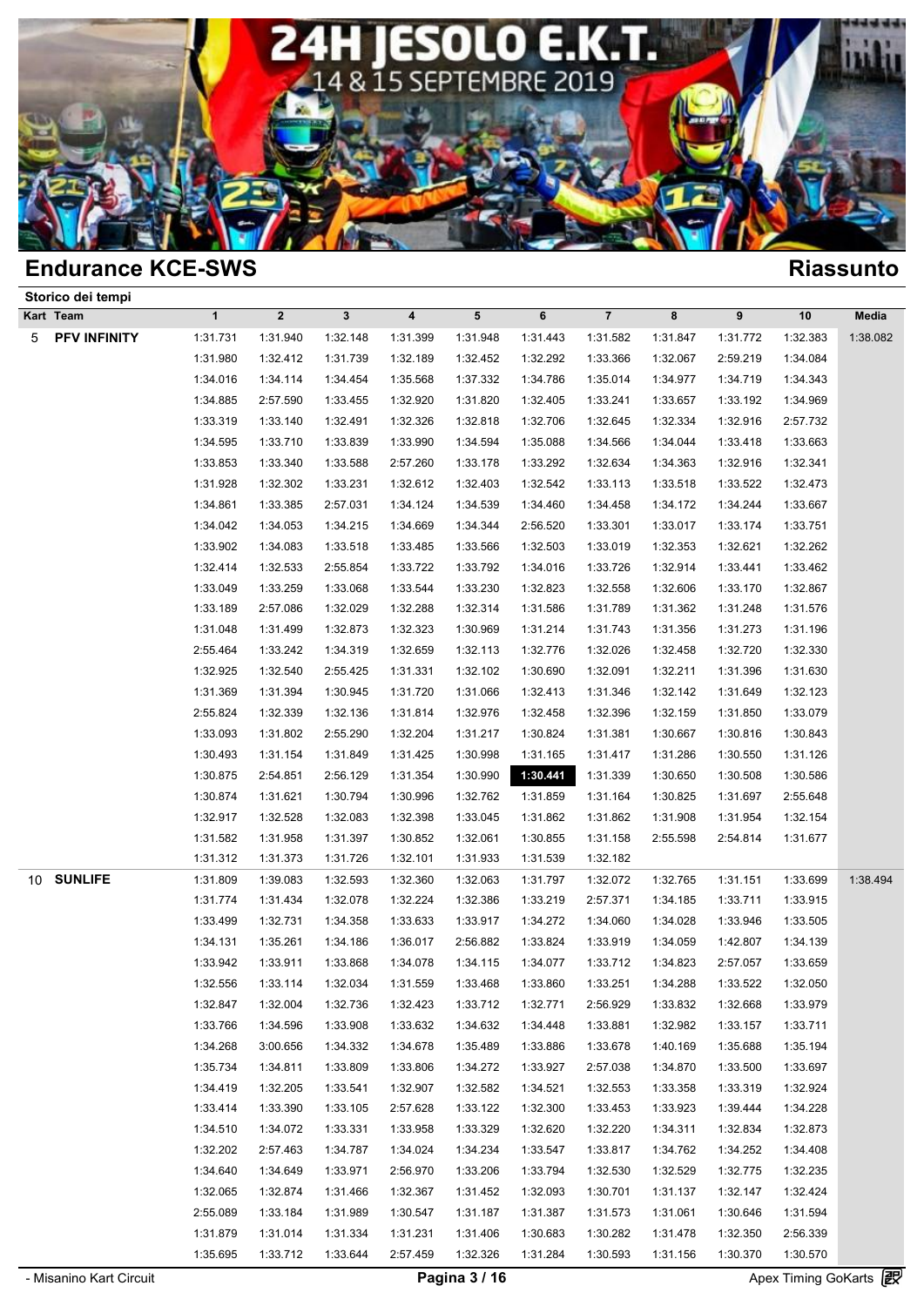# 24H JESOLO E.K.T.

14 & 15 SEPTEMBRE 2019

## Endurance KCE-SWS

## Riassunto

### Storico dei tempi

| Kart | Team | 1 | 2 | 3 | 4 | 5 | 6 | 7 | 8 | 9 | 10 | Media |
|---|---|---|---|---|---|---|---|---|---|---|---|---|
| 5 | **PFV INFINITY** | 1:31.731 | 1:31.940 | 1:32.148 | 1:31.399 | 1:31.948 | 1:31.443 | 1:31.582 | 1:31.847 | 1:31.772 | 1:32.383 | 1:38.082 |
| | | 1:31.980 | 1:32.412 | 1:31.739 | 1:32.189 | 1:32.452 | 1:32.292 | 1:33.366 | 1:32.067 | 2:59.219 | 1:34.084 | |
| | | 1:34.016 | 1:34.114 | 1:34.454 | 1:35.568 | 1:37.332 | 1:34.786 | 1:35.014 | 1:34.977 | 1:34.719 | 1:34.343 | |
| | | 1:34.885 | 2:57.590 | 1:33.455 | 1:32.920 | 1:31.820 | 1:32.405 | 1:33.241 | 1:33.657 | 1:33.192 | 1:34.969 | |
| | | 1:33.319 | 1:33.140 | 1:32.491 | 1:32.326 | 1:32.818 | 1:32.706 | 1:32.645 | 1:32.334 | 1:32.916 | 2:57.732 | |
| | | 1:34.595 | 1:33.710 | 1:33.839 | 1:33.990 | 1:34.594 | 1:35.088 | 1:34.566 | 1:34.044 | 1:33.418 | 1:33.663 | |
| | | 1:33.853 | 1:33.340 | 1:33.588 | 2:57.260 | 1:33.178 | 1:33.292 | 1:32.634 | 1:34.363 | 1:32.916 | 1:32.341 | |
| | | 1:31.928 | 1:32.302 | 1:33.231 | 1:32.612 | 1:32.403 | 1:32.542 | 1:33.113 | 1:33.518 | 1:33.522 | 1:32.473 | |
| | | 1:34.861 | 1:33.385 | 2:57.031 | 1:34.124 | 1:34.539 | 1:34.460 | 1:34.458 | 1:34.172 | 1:34.244 | 1:33.667 | |
| | | 1:34.042 | 1:34.053 | 1:34.215 | 1:34.669 | 1:34.344 | 2:56.520 | 1:33.301 | 1:33.017 | 1:33.174 | 1:33.751 | |
| | | 1:33.902 | 1:34.083 | 1:33.518 | 1:33.485 | 1:33.566 | 1:32.503 | 1:33.019 | 1:32.353 | 1:32.621 | 1:32.262 | |
| | | 1:32.414 | 1:32.533 | 2:55.854 | 1:33.722 | 1:33.792 | 1:34.016 | 1:33.726 | 1:32.914 | 1:33.441 | 1:33.462 | |
| | | 1:33.049 | 1:33.259 | 1:33.068 | 1:33.544 | 1:33.230 | 1:32.823 | 1:32.558 | 1:32.606 | 1:33.170 | 1:32.867 | |
| | | 1:33.189 | 2:57.086 | 1:32.029 | 1:32.288 | 1:32.314 | 1:31.586 | 1:31.789 | 1:31.362 | 1:31.248 | 1:31.576 | |
| | | 1:31.048 | 1:31.499 | 1:32.873 | 1:32.323 | 1:30.969 | 1:31.214 | 1:31.743 | 1:31.356 | 1:31.273 | 1:31.196 | |
| | | 2:55.464 | 1:33.242 | 1:34.319 | 1:32.659 | 1:32.113 | 1:32.776 | 1:32.026 | 1:32.458 | 1:32.720 | 1:32.330 | |
| | | 1:32.925 | 1:32.540 | 2:55.425 | 1:31.331 | 1:32.102 | 1:30.690 | 1:32.091 | 1:32.211 | 1:31.396 | 1:31.630 | |
| | | 1:31.369 | 1:31.394 | 1:30.945 | 1:31.720 | 1:31.066 | 1:32.413 | 1:31.346 | 1:32.142 | 1:31.649 | 1:32.123 | |
| | | 2:55.824 | 1:32.339 | 1:32.136 | 1:31.814 | 1:32.976 | 1:32.458 | 1:32.396 | 1:32.159 | 1:31.850 | 1:33.079 | |
| | | 1:33.093 | 1:31.802 | 2:55.290 | 1:32.204 | 1:31.217 | 1:30.824 | 1:31.381 | 1:30.667 | 1:30.816 | 1:30.843 | |
| | | 1:30.493 | 1:31.154 | 1:31.849 | 1:31.425 | 1:30.998 | 1:31.165 | 1:31.417 | 1:31.286 | 1:30.550 | 1:31.126 | |
| | | 1:30.875 | 2:54.851 | 2:56.129 | 1:31.354 | 1:30.990 | **1:30.441** | 1:31.339 | 1:30.650 | 1:30.508 | 1:30.586 | |
| | | 1:30.874 | 1:31.621 | 1:30.794 | 1:30.996 | 1:32.762 | 1:31.859 | 1:31.164 | 1:30.825 | 1:31.697 | 2:55.648 | |
| | | 1:32.917 | 1:32.528 | 1:32.083 | 1:32.398 | 1:33.045 | 1:31.862 | 1:31.862 | 1:31.908 | 1:31.954 | 1:32.154 | |
| | | 1:31.582 | 1:31.958 | 1:31.397 | 1:30.852 | 1:32.061 | 1:30.855 | 1:31.158 | 2:55.598 | 2:54.814 | 1:31.677 | |
| | | 1:31.312 | 1:31.373 | 1:31.726 | 1:32.101 | 1:31.933 | 1:31.539 | 1:32.182 | | | | |
| 10 | **SUNLIFE** | 1:31.809 | 1:39.083 | 1:32.593 | 1:32.360 | 1:32.063 | 1:31.797 | 1:32.072 | 1:32.765 | 1:31.151 | 1:33.699 | 1:38.494 |
| | | 1:31.774 | 1:31.434 | 1:32.078 | 1:32.224 | 1:32.386 | 1:33.219 | 2:57.371 | 1:34.185 | 1:33.711 | 1:33.915 | |
| | | 1:33.499 | 1:32.731 | 1:34.358 | 1:33.633 | 1:33.917 | 1:34.272 | 1:34.060 | 1:34.028 | 1:33.946 | 1:33.505 | |
| | | 1:34.131 | 1:35.261 | 1:34.186 | 1:36.017 | 2:56.882 | 1:33.824 | 1:33.919 | 1:34.059 | 1:42.807 | 1:34.139 | |
| | | 1:33.942 | 1:33.911 | 1:33.868 | 1:34.078 | 1:34.115 | 1:34.077 | 1:33.712 | 1:34.823 | 2:57.057 | 1:33.659 | |
| | | 1:32.556 | 1:33.114 | 1:32.034 | 1:31.559 | 1:33.468 | 1:33.860 | 1:33.251 | 1:34.288 | 1:33.522 | 1:32.050 | |
| | | 1:32.847 | 1:32.004 | 1:32.736 | 1:32.423 | 1:33.712 | 1:32.771 | 2:56.929 | 1:33.832 | 1:32.668 | 1:33.979 | |
| | | 1:33.766 | 1:34.596 | 1:33.908 | 1:33.632 | 1:34.632 | 1:34.448 | 1:33.881 | 1:32.982 | 1:33.157 | 1:33.711 | |
| | | 1:34.268 | 3:00.656 | 1:34.332 | 1:34.678 | 1:35.489 | 1:33.886 | 1:33.678 | 1:40.169 | 1:35.688 | 1:35.194 | |
| | | 1:35.734 | 1:34.811 | 1:33.809 | 1:33.806 | 1:34.272 | 1:33.927 | 2:57.038 | 1:34.870 | 1:33.500 | 1:33.697 | |
| | | 1:34.419 | 1:32.205 | 1:33.541 | 1:32.907 | 1:32.582 | 1:34.521 | 1:32.553 | 1:33.358 | 1:33.319 | 1:32.924 | |
| | | 1:33.414 | 1:33.390 | 1:33.105 | 2:57.628 | 1:33.122 | 1:32.300 | 1:33.453 | 1:33.923 | 1:39.444 | 1:34.228 | |
| | | 1:34.510 | 1:34.072 | 1:33.331 | 1:33.958 | 1:33.329 | 1:32.620 | 1:32.220 | 1:34.311 | 1:32.834 | 1:32.873 | |
| | | 1:32.202 | 2:57.463 | 1:34.787 | 1:34.024 | 1:34.234 | 1:33.547 | 1:33.817 | 1:34.762 | 1:34.252 | 1:34.408 | |
| | | 1:34.640 | 1:34.649 | 1:33.971 | 2:56.970 | 1:33.206 | 1:33.794 | 1:32.530 | 1:32.529 | 1:32.775 | 1:32.235 | |
| | | 1:32.065 | 1:32.874 | 1:31.466 | 1:32.367 | 1:31.452 | 1:32.093 | 1:30.701 | 1:31.137 | 1:32.147 | 1:32.424 | |
| | | 2:55.089 | 1:33.184 | 1:31.989 | 1:30.547 | 1:31.187 | 1:31.387 | 1:31.573 | 1:31.061 | 1:30.646 | 1:31.594 | |
| | | 1:31.879 | 1:31.014 | 1:31.334 | 1:31.231 | 1:31.406 | 1:30.683 | 1:30.282 | 1:31.478 | 1:32.350 | 2:56.339 | |
| | | 1:35.695 | 1:33.712 | 1:33.644 | 2:57.459 | 1:32.326 | 1:31.284 | 1:30.593 | 1:31.156 | 1:30.370 | 1:30.570 | |

- Misanino Kart Circuit

Apex Timing GoKarts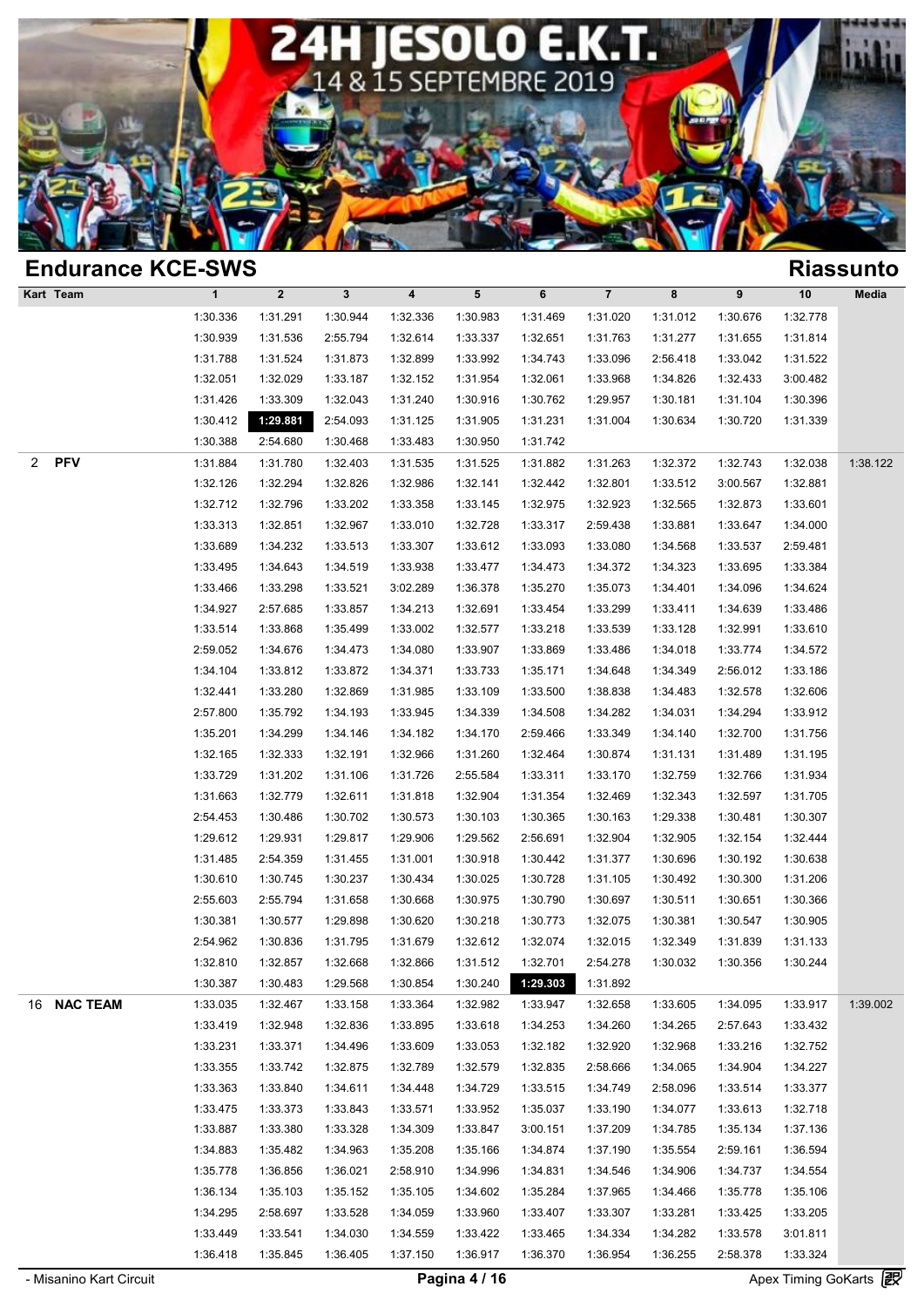# 24H JESOLO E.K.T.

14 & 15 SEPTEMBRE 2019

## Endurance KCE-SWS

**Riassunto**

| Kart | Team | 1 | 2 | 3 | 4 | 5 | 6 | 7 | 8 | 9 | 10 | Media |
|---|---|---|---|---|---|---|---|---|---|---|---|---|
| | | 1:30.336 | 1:31.291 | 1:30.944 | 1:32.336 | 1:30.983 | 1:31.469 | 1:31.020 | 1:31.012 | 1:30.676 | 1:32.778 | |
| | | 1:30.939 | 1:31.536 | 2:55.794 | 1:32.614 | 1:33.337 | 1:32.651 | 1:31.763 | 1:31.277 | 1:31.655 | 1:31.814 | |
| | | 1:31.788 | 1:31.524 | 1:31.873 | 1:32.899 | 1:33.992 | 1:34.743 | 1:33.096 | 2:56.418 | 1:33.042 | 1:31.522 | |
| | | 1:32.051 | 1:32.029 | 1:33.187 | 1:32.152 | 1:31.954 | 1:32.061 | 1:33.968 | 1:34.826 | 1:32.433 | 3:00.482 | |
| | | 1:31.426 | 1:33.309 | 1:32.043 | 1:31.240 | 1:30.916 | 1:30.762 | 1:29.957 | 1:30.181 | 1:31.104 | 1:30.396 | |
| | | 1:30.412 | **1:29.881** | 2:54.093 | 1:31.125 | 1:31.905 | 1:31.231 | 1:31.004 | 1:30.634 | 1:30.720 | 1:31.339 | |
| | | 1:30.388 | 2:54.680 | 1:30.468 | 1:33.483 | 1:30.950 | 1:31.742 | | | | | |
| 2 | **PFV** | 1:31.884 | 1:31.780 | 1:32.403 | 1:31.535 | 1:31.525 | 1:31.882 | 1:31.263 | 1:32.372 | 1:32.743 | 1:32.038 | 1:38.122 |
| | | 1:32.126 | 1:32.294 | 1:32.826 | 1:32.986 | 1:32.141 | 1:32.442 | 1:32.801 | 1:33.512 | 3:00.567 | 1:32.881 | |
| | | 1:32.712 | 1:32.796 | 1:33.202 | 1:33.358 | 1:33.145 | 1:32.975 | 1:32.923 | 1:32.565 | 1:32.873 | 1:33.601 | |
| | | 1:33.313 | 1:32.851 | 1:32.967 | 1:33.010 | 1:32.728 | 1:33.317 | 2:59.438 | 1:33.881 | 1:33.647 | 1:34.000 | |
| | | 1:33.689 | 1:34.232 | 1:33.513 | 1:33.307 | 1:33.612 | 1:33.093 | 1:33.080 | 1:34.568 | 1:33.537 | 2:59.481 | |
| | | 1:33.495 | 1:34.643 | 1:34.519 | 1:33.938 | 1:33.477 | 1:34.473 | 1:34.372 | 1:34.323 | 1:33.695 | 1:33.384 | |
| | | 1:33.466 | 1:33.298 | 1:33.521 | 3:02.289 | 1:36.378 | 1:35.270 | 1:35.073 | 1:34.401 | 1:34.096 | 1:34.624 | |
| | | 1:34.927 | 2:57.685 | 1:33.857 | 1:34.213 | 1:32.691 | 1:33.454 | 1:33.299 | 1:33.411 | 1:34.639 | 1:33.486 | |
| | | 1:33.514 | 1:33.868 | 1:35.499 | 1:33.002 | 1:32.577 | 1:33.218 | 1:33.539 | 1:33.128 | 1:32.991 | 1:33.610 | |
| | | 2:59.052 | 1:34.676 | 1:34.473 | 1:34.080 | 1:33.907 | 1:33.869 | 1:33.486 | 1:34.018 | 1:33.774 | 1:34.572 | |
| | | 1:34.104 | 1:33.812 | 1:33.872 | 1:34.371 | 1:33.733 | 1:35.171 | 1:34.648 | 1:34.349 | 2:56.012 | 1:33.186 | |
| | | 1:32.441 | 1:33.280 | 1:32.869 | 1:31.985 | 1:33.109 | 1:33.500 | 1:38.838 | 1:34.483 | 1:32.578 | 1:32.606 | |
| | | 2:57.800 | 1:35.792 | 1:34.193 | 1:33.945 | 1:34.339 | 1:34.508 | 1:34.282 | 1:34.031 | 1:34.294 | 1:33.912 | |
| | | 1:35.201 | 1:34.299 | 1:34.146 | 1:34.182 | 1:34.170 | 2:59.466 | 1:33.349 | 1:34.140 | 1:32.700 | 1:31.756 | |
| | | 1:32.165 | 1:32.333 | 1:32.191 | 1:32.966 | 1:31.260 | 1:32.464 | 1:30.874 | 1:31.131 | 1:31.489 | 1:31.195 | |
| | | 1:33.729 | 1:31.202 | 1:31.106 | 1:31.726 | 2:55.584 | 1:33.311 | 1:33.170 | 1:32.759 | 1:32.766 | 1:31.934 | |
| | | 1:31.663 | 1:32.779 | 1:32.611 | 1:31.818 | 1:32.904 | 1:31.354 | 1:32.469 | 1:32.343 | 1:32.597 | 1:31.705 | |
| | | 2:54.453 | 1:30.486 | 1:30.702 | 1:30.573 | 1:30.103 | 1:30.365 | 1:30.163 | 1:29.338 | 1:30.481 | 1:30.307 | |
| | | 1:29.612 | 1:29.931 | 1:29.817 | 1:29.906 | 1:29.562 | 2:56.691 | 1:32.904 | 1:32.905 | 1:32.154 | 1:32.444 | |
| | | 1:31.485 | 2:54.359 | 1:31.455 | 1:31.001 | 1:30.918 | 1:30.442 | 1:31.377 | 1:30.696 | 1:30.192 | 1:30.638 | |
| | | 1:30.610 | 1:30.745 | 1:30.237 | 1:30.434 | 1:30.025 | 1:30.728 | 1:31.105 | 1:30.492 | 1:30.300 | 1:31.206 | |
| | | 2:55.603 | 2:55.794 | 1:31.658 | 1:30.668 | 1:30.975 | 1:30.790 | 1:30.697 | 1:30.511 | 1:30.651 | 1:30.366 | |
| | | 1:30.381 | 1:30.577 | 1:29.898 | 1:30.620 | 1:30.218 | 1:30.773 | 1:32.075 | 1:30.381 | 1:30.547 | 1:30.905 | |
| | | 2:54.962 | 1:30.836 | 1:31.795 | 1:31.679 | 1:32.612 | 1:32.074 | 1:32.015 | 1:32.349 | 1:31.839 | 1:31.133 | |
| | | 1:32.810 | 1:32.857 | 1:32.668 | 1:32.866 | 1:31.512 | 1:32.701 | 2:54.278 | 1:30.032 | 1:30.356 | 1:30.244 | |
| | | 1:30.387 | 1:30.483 | 1:29.568 | 1:30.854 | 1:30.240 | **1:29.303** | 1:31.892 | | | | |
| 16 | **NAC TEAM** | 1:33.035 | 1:32.467 | 1:33.158 | 1:33.364 | 1:32.982 | 1:33.947 | 1:32.658 | 1:33.605 | 1:34.095 | 1:33.917 | 1:39.002 |
| | | 1:33.419 | 1:32.948 | 1:32.836 | 1:33.895 | 1:33.618 | 1:34.253 | 1:34.260 | 1:34.265 | 2:57.643 | 1:33.432 | |
| | | 1:33.231 | 1:33.371 | 1:34.496 | 1:33.609 | 1:33.053 | 1:32.182 | 1:32.920 | 1:32.968 | 1:33.216 | 1:32.752 | |
| | | 1:33.355 | 1:33.742 | 1:32.875 | 1:32.789 | 1:32.579 | 1:32.835 | 2:58.666 | 1:34.065 | 1:34.904 | 1:34.227 | |
| | | 1:33.363 | 1:33.840 | 1:34.611 | 1:34.448 | 1:34.729 | 1:33.515 | 1:34.749 | 2:58.096 | 1:33.514 | 1:33.377 | |
| | | 1:33.475 | 1:33.373 | 1:33.843 | 1:33.571 | 1:33.952 | 1:35.037 | 1:33.190 | 1:34.077 | 1:33.613 | 1:32.718 | |
| | | 1:33.887 | 1:33.380 | 1:33.328 | 1:34.309 | 1:33.847 | 3:00.151 | 1:37.209 | 1:34.785 | 1:35.134 | 1:37.136 | |
| | | 1:34.883 | 1:35.482 | 1:34.963 | 1:35.208 | 1:35.166 | 1:34.874 | 1:37.190 | 1:35.554 | 2:59.161 | 1:36.594 | |
| | | 1:35.778 | 1:36.856 | 1:36.021 | 2:58.910 | 1:34.996 | 1:34.831 | 1:34.546 | 1:34.906 | 1:34.737 | 1:34.554 | |
| | | 1:36.134 | 1:35.103 | 1:35.152 | 1:35.105 | 1:34.602 | 1:35.284 | 1:37.965 | 1:34.466 | 1:35.778 | 1:35.106 | |
| | | 1:34.295 | 2:58.697 | 1:33.528 | 1:34.059 | 1:33.960 | 1:33.407 | 1:33.307 | 1:33.281 | 1:33.425 | 1:33.205 | |
| | | 1:33.449 | 1:33.541 | 1:34.030 | 1:34.559 | 1:33.422 | 1:33.465 | 1:34.334 | 1:34.282 | 1:33.578 | 3:01.811 | |
| | | 1:36.418 | 1:35.845 | 1:36.405 | 1:37.150 | 1:36.917 | 1:36.370 | 1:36.954 | 1:36.255 | 2:58.378 | 1:33.324 | |

- Misanino Kart Circuit

Apex Timing GoKarts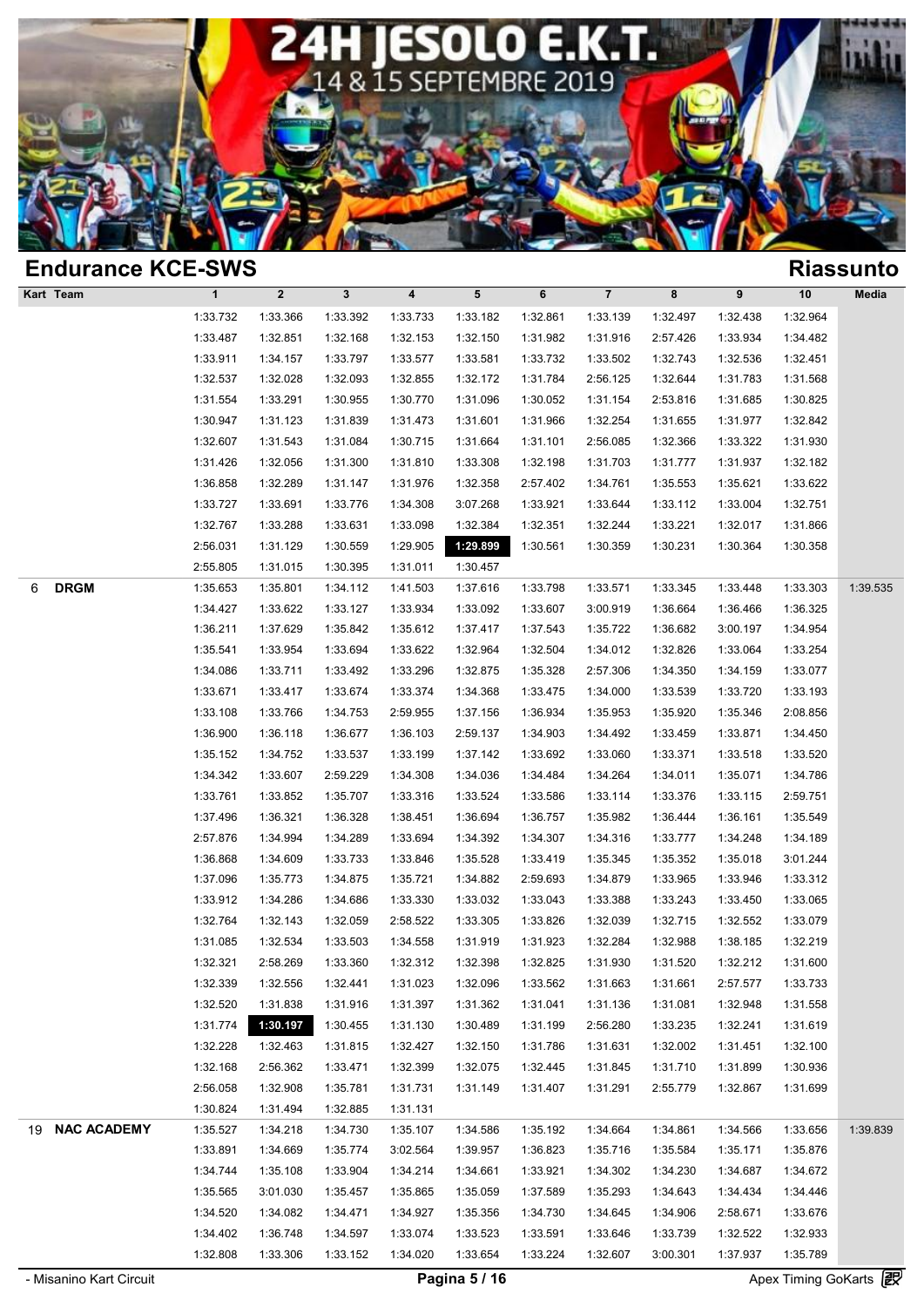# 24H JESOLO E.K.T.

14 & 15 SEPTEMBRE 2019

## Endurance KCE-SWS

## Riassunto

| Kart | Team | 1 | 2 | 3 | 4 | 5 | 6 | 7 | 8 | 9 | 10 | Media |
|---|---|---|---|---|---|---|---|---|---|---|---|---|
| | | 1:33.732 | 1:33.366 | 1:33.392 | 1:33.733 | 1:33.182 | 1:32.861 | 1:33.139 | 1:32.497 | 1:32.438 | 1:32.964 | |
| | | 1:33.487 | 1:32.851 | 1:32.168 | 1:32.153 | 1:32.150 | 1:31.982 | 1:31.916 | 2:57.426 | 1:33.934 | 1:34.482 | |
| | | 1:33.911 | 1:34.157 | 1:33.797 | 1:33.577 | 1:33.581 | 1:33.732 | 1:33.502 | 1:32.743 | 1:32.536 | 1:32.451 | |
| | | 1:32.537 | 1:32.028 | 1:32.093 | 1:32.855 | 1:32.172 | 1:31.784 | 2:56.125 | 1:32.644 | 1:31.783 | 1:31.568 | |
| | | 1:31.554 | 1:33.291 | 1:30.955 | 1:30.770 | 1:31.096 | 1:30.052 | 1:31.154 | 2:53.816 | 1:31.685 | 1:30.825 | |
| | | 1:30.947 | 1:31.123 | 1:31.839 | 1:31.473 | 1:31.601 | 1:31.966 | 1:32.254 | 1:31.655 | 1:31.977 | 1:32.842 | |
| | | 1:32.607 | 1:31.543 | 1:31.084 | 1:30.715 | 1:31.664 | 1:31.101 | 2:56.085 | 1:32.366 | 1:33.322 | 1:31.930 | |
| | | 1:31.426 | 1:32.056 | 1:31.300 | 1:31.810 | 1:33.308 | 1:32.198 | 1:31.703 | 1:31.777 | 1:31.937 | 1:32.182 | |
| | | 1:36.858 | 1:32.289 | 1:31.147 | 1:31.976 | 1:32.358 | 2:57.402 | 1:34.761 | 1:35.553 | 1:35.621 | 1:33.622 | |
| | | 1:33.727 | 1:33.691 | 1:33.776 | 1:34.308 | 3:07.268 | 1:33.921 | 1:33.644 | 1:33.112 | 1:33.004 | 1:32.751 | |
| | | 1:32.767 | 1:33.288 | 1:33.631 | 1:33.098 | 1:32.384 | 1:32.351 | 1:32.244 | 1:33.221 | 1:32.017 | 1:31.866 | |
| | | 2:56.031 | 1:31.129 | 1:30.559 | 1:29.905 | **1:29.899** | 1:30.561 | 1:30.359 | 1:30.231 | 1:30.364 | 1:30.358 | |
| | | 2:55.805 | 1:31.015 | 1:30.395 | 1:31.011 | 1:30.457 | | | | | | |
| 6 | **DRGM** | 1:35.653 | 1:35.801 | 1:34.112 | 1:41.503 | 1:37.616 | 1:33.798 | 1:33.571 | 1:33.345 | 1:33.448 | 1:33.303 | 1:39.535 |
| | | 1:34.427 | 1:33.622 | 1:33.127 | 1:33.934 | 1:33.092 | 1:33.607 | 3:00.919 | 1:36.664 | 1:36.466 | 1:36.325 | |
| | | 1:36.211 | 1:37.629 | 1:35.842 | 1:35.612 | 1:37.417 | 1:37.543 | 1:35.722 | 1:36.682 | 3:00.197 | 1:34.954 | |
| | | 1:35.541 | 1:33.954 | 1:33.694 | 1:33.622 | 1:32.964 | 1:32.504 | 1:34.012 | 1:32.826 | 1:33.064 | 1:33.254 | |
| | | 1:34.086 | 1:33.711 | 1:33.492 | 1:33.296 | 1:32.875 | 1:35.328 | 2:57.306 | 1:34.350 | 1:34.159 | 1:33.077 | |
| | | 1:33.671 | 1:33.417 | 1:33.674 | 1:33.374 | 1:34.368 | 1:33.475 | 1:34.000 | 1:33.539 | 1:33.720 | 1:33.193 | |
| | | 1:33.108 | 1:33.766 | 1:34.753 | 2:59.955 | 1:37.156 | 1:36.934 | 1:35.953 | 1:35.920 | 1:35.346 | 2:08.856 | |
| | | 1:36.900 | 1:36.118 | 1:36.677 | 1:36.103 | 2:59.137 | 1:34.903 | 1:34.492 | 1:33.459 | 1:33.871 | 1:34.450 | |
| | | 1:35.152 | 1:34.752 | 1:33.537 | 1:33.199 | 1:37.142 | 1:33.692 | 1:33.060 | 1:33.371 | 1:33.518 | 1:33.520 | |
| | | 1:34.342 | 1:33.607 | 2:59.229 | 1:34.308 | 1:34.036 | 1:34.484 | 1:34.264 | 1:34.011 | 1:35.071 | 1:34.786 | |
| | | 1:33.761 | 1:33.852 | 1:35.707 | 1:33.316 | 1:33.524 | 1:33.586 | 1:33.114 | 1:33.376 | 1:33.115 | 2:59.751 | |
| | | 1:37.496 | 1:36.321 | 1:36.328 | 1:38.451 | 1:36.694 | 1:36.757 | 1:35.982 | 1:36.444 | 1:36.161 | 1:35.549 | |
| | | 2:57.876 | 1:34.994 | 1:34.289 | 1:33.694 | 1:34.392 | 1:34.307 | 1:34.316 | 1:33.777 | 1:34.248 | 1:34.189 | |
| | | 1:36.868 | 1:34.609 | 1:33.733 | 1:33.846 | 1:35.528 | 1:33.419 | 1:35.345 | 1:35.352 | 1:35.018 | 3:01.244 | |
| | | 1:37.096 | 1:35.773 | 1:34.875 | 1:35.721 | 1:34.882 | 2:59.693 | 1:34.879 | 1:33.965 | 1:33.946 | 1:33.312 | |
| | | 1:33.912 | 1:34.286 | 1:34.686 | 1:33.330 | 1:33.032 | 1:33.043 | 1:33.388 | 1:33.243 | 1:33.450 | 1:33.065 | |
| | | 1:32.764 | 1:32.143 | 1:32.059 | 2:58.522 | 1:33.305 | 1:33.826 | 1:32.039 | 1:32.715 | 1:32.552 | 1:33.079 | |
| | | 1:31.085 | 1:32.534 | 1:33.503 | 1:34.558 | 1:31.919 | 1:31.923 | 1:32.284 | 1:32.988 | 1:38.185 | 1:32.219 | |
| | | 1:32.321 | 2:58.269 | 1:33.360 | 1:32.312 | 1:32.398 | 1:32.825 | 1:31.930 | 1:31.520 | 1:32.212 | 1:31.600 | |
| | | 1:32.339 | 1:32.556 | 1:32.441 | 1:31.023 | 1:32.096 | 1:33.562 | 1:31.663 | 1:31.661 | 2:57.577 | 1:33.733 | |
| | | 1:32.520 | 1:31.838 | 1:31.916 | 1:31.397 | 1:31.362 | 1:31.041 | 1:31.136 | 1:31.081 | 1:32.948 | 1:31.558 | |
| | | 1:31.774 | **1:30.197** | 1:30.455 | 1:31.130 | 1:30.489 | 1:31.199 | 2:56.280 | 1:33.235 | 1:32.241 | 1:31.619 | |
| | | 1:32.228 | 1:32.463 | 1:31.815 | 1:32.427 | 1:32.150 | 1:31.786 | 1:31.631 | 1:32.002 | 1:31.451 | 1:32.100 | |
| | | 1:32.168 | 2:56.362 | 1:33.471 | 1:32.399 | 1:32.075 | 1:32.445 | 1:31.845 | 1:31.710 | 1:31.899 | 1:30.936 | |
| | | 2:56.058 | 1:32.908 | 1:35.781 | 1:31.731 | 1:31.149 | 1:31.407 | 1:31.291 | 2:55.779 | 1:32.867 | 1:31.699 | |
| | | 1:30.824 | 1:31.494 | 1:32.885 | 1:31.131 | | | | | | | |
| 19 | **NAC ACADEMY** | 1:35.527 | 1:34.218 | 1:34.730 | 1:35.107 | 1:34.586 | 1:35.192 | 1:34.664 | 1:34.861 | 1:34.566 | 1:33.656 | 1:39.839 |
| | | 1:33.891 | 1:34.669 | 1:35.774 | 3:02.564 | 1:39.957 | 1:36.823 | 1:35.716 | 1:35.584 | 1:35.171 | 1:35.876 | |
| | | 1:34.744 | 1:35.108 | 1:33.904 | 1:34.214 | 1:34.661 | 1:33.921 | 1:34.302 | 1:34.230 | 1:34.687 | 1:34.672 | |
| | | 1:35.565 | 3:01.030 | 1:35.457 | 1:35.865 | 1:35.059 | 1:37.589 | 1:35.293 | 1:34.643 | 1:34.434 | 1:34.446 | |
| | | 1:34.520 | 1:34.082 | 1:34.471 | 1:34.927 | 1:35.356 | 1:34.730 | 1:34.645 | 1:34.906 | 2:58.671 | 1:33.676 | |
| | | 1:34.402 | 1:36.748 | 1:34.597 | 1:33.074 | 1:33.523 | 1:33.591 | 1:33.646 | 1:33.739 | 1:32.522 | 1:32.933 | |
| | | 1:32.808 | 1:33.306 | 1:33.152 | 1:34.020 | 1:33.654 | 1:33.224 | 1:32.607 | 3:00.301 | 1:37.937 | 1:35.789 | |

- Misanino Kart Circuit

Apex Timing GoKarts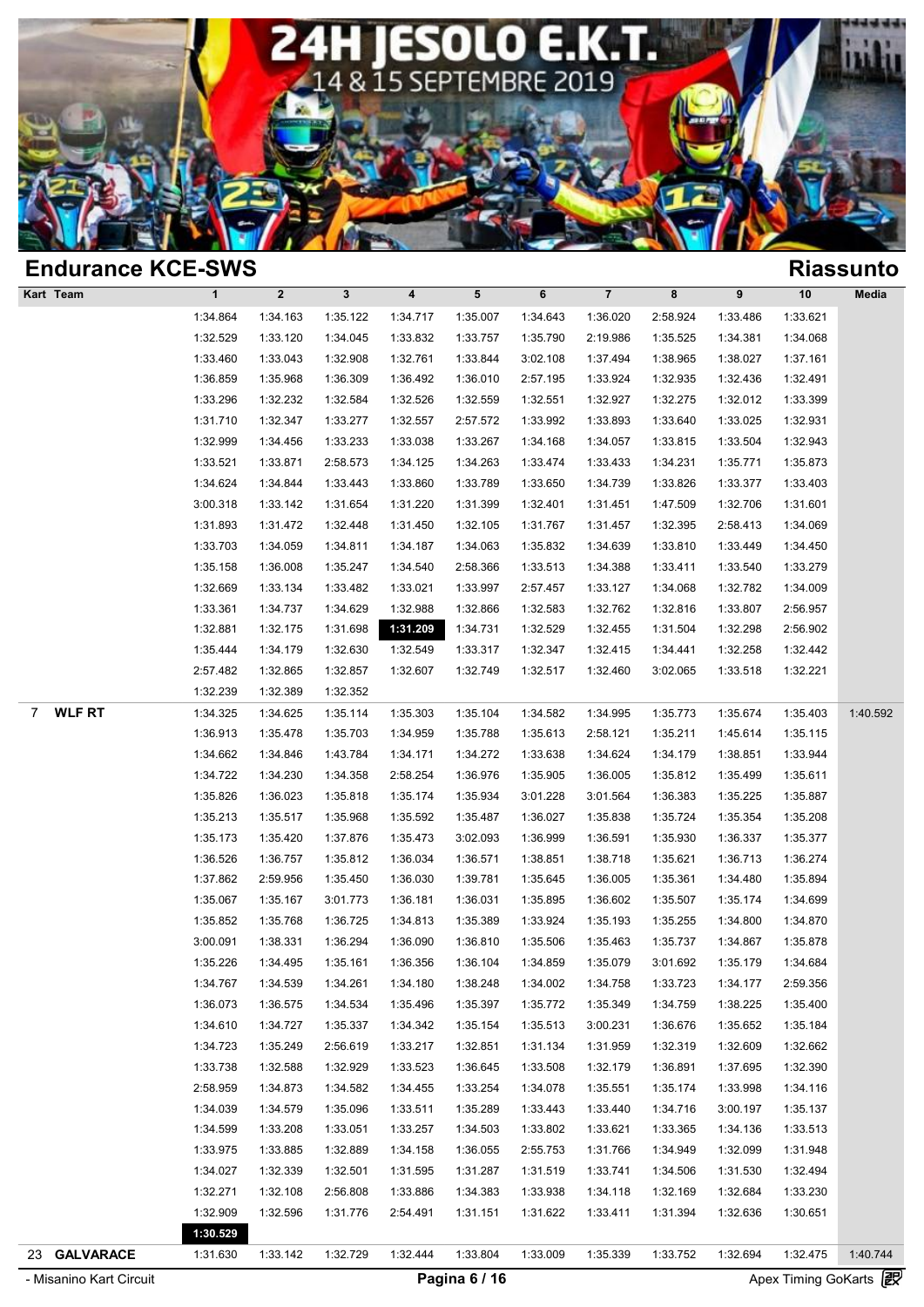# Endurance KCE-SWS

**Riassunto**

| Kart | Team | 1 | 2 | 3 | 4 | 5 | 6 | 7 | 8 | 9 | 10 | Media |
|---|---|---|---|---|---|---|---|---|---|---|---|---|
| | | 1:34.864 | 1:34.163 | 1:35.122 | 1:34.717 | 1:35.007 | 1:34.643 | 1:36.020 | 2:58.924 | 1:33.486 | 1:33.621 | |
| | | 1:32.529 | 1:33.120 | 1:34.045 | 1:33.832 | 1:33.757 | 1:35.790 | 2:19.986 | 1:35.525 | 1:34.381 | 1:34.068 | |
| | | 1:33.460 | 1:33.043 | 1:32.908 | 1:32.761 | 1:33.844 | 3:02.108 | 1:37.494 | 1:38.965 | 1:38.027 | 1:37.161 | |
| | | 1:36.859 | 1:35.968 | 1:36.309 | 1:36.492 | 1:36.010 | 2:57.195 | 1:33.924 | 1:32.935 | 1:32.436 | 1:32.491 | |
| | | 1:33.296 | 1:32.232 | 1:32.584 | 1:32.526 | 1:32.559 | 1:32.551 | 1:32.927 | 1:32.275 | 1:32.012 | 1:33.399 | |
| | | 1:31.710 | 1:32.347 | 1:33.277 | 1:32.557 | 2:57.572 | 1:33.992 | 1:33.893 | 1:33.640 | 1:33.025 | 1:32.931 | |
| | | 1:32.999 | 1:34.456 | 1:33.233 | 1:33.038 | 1:33.267 | 1:34.168 | 1:34.057 | 1:33.815 | 1:33.504 | 1:32.943 | |
| | | 1:33.521 | 1:33.871 | 2:58.573 | 1:34.125 | 1:34.263 | 1:33.474 | 1:33.433 | 1:34.231 | 1:35.771 | 1:35.873 | |
| | | 1:34.624 | 1:34.844 | 1:33.443 | 1:33.860 | 1:33.789 | 1:33.650 | 1:34.739 | 1:33.826 | 1:33.377 | 1:33.403 | |
| | | 3:00.318 | 1:33.142 | 1:31.654 | 1:31.220 | 1:31.399 | 1:32.401 | 1:31.451 | 1:47.509 | 1:32.706 | 1:31.601 | |
| | | 1:31.893 | 1:31.472 | 1:32.448 | 1:31.450 | 1:32.105 | 1:31.767 | 1:31.457 | 1:32.395 | 2:58.413 | 1:34.069 | |
| | | 1:33.703 | 1:34.059 | 1:34.811 | 1:34.187 | 1:34.063 | 1:35.832 | 1:34.639 | 1:33.810 | 1:33.449 | 1:34.450 | |
| | | 1:35.158 | 1:36.008 | 1:35.247 | 1:34.540 | 2:58.366 | 1:33.513 | 1:34.388 | 1:33.411 | 1:33.540 | 1:33.279 | |
| | | 1:32.669 | 1:33.134 | 1:33.482 | 1:33.021 | 1:33.997 | 2:57.457 | 1:33.127 | 1:34.068 | 1:32.782 | 1:34.009 | |
| | | 1:33.361 | 1:34.737 | 1:34.629 | 1:32.988 | 1:32.866 | 1:32.583 | 1:32.762 | 1:32.816 | 1:33.807 | 2:56.957 | |
| | | 1:32.881 | 1:32.175 | 1:31.698 | **1:31.209** | 1:34.731 | 1:32.529 | 1:32.455 | 1:31.504 | 1:32.298 | 2:56.902 | |
| | | 1:35.444 | 1:34.179 | 1:32.630 | 1:32.549 | 1:33.317 | 1:32.347 | 1:32.415 | 1:34.441 | 1:32.258 | 1:32.442 | |
| | | 2:57.482 | 1:32.865 | 1:32.857 | 1:32.607 | 1:32.749 | 1:32.517 | 1:32.460 | 3:02.065 | 1:33.518 | 1:32.221 | |
| | | 1:32.239 | 1:32.389 | 1:32.352 | | | | | | | | |
| 7 | **WLF RT** | 1:34.325 | 1:34.625 | 1:35.114 | 1:35.303 | 1:35.104 | 1:34.582 | 1:34.995 | 1:35.773 | 1:35.674 | 1:35.403 | 1:40.592 |
| | | 1:36.913 | 1:35.478 | 1:35.703 | 1:34.959 | 1:35.788 | 1:35.613 | 2:58.121 | 1:35.211 | 1:45.614 | 1:35.115 | |
| | | 1:34.662 | 1:34.846 | 1:43.784 | 1:34.171 | 1:34.272 | 1:33.638 | 1:34.624 | 1:34.179 | 1:38.851 | 1:33.944 | |
| | | 1:34.722 | 1:34.230 | 1:34.358 | 2:58.254 | 1:36.976 | 1:35.905 | 1:36.005 | 1:35.812 | 1:35.499 | 1:35.611 | |
| | | 1:35.826 | 1:36.023 | 1:35.818 | 1:35.174 | 1:35.934 | 3:01.228 | 3:01.564 | 1:36.383 | 1:35.225 | 1:35.887 | |
| | | 1:35.213 | 1:35.517 | 1:35.968 | 1:35.592 | 1:35.487 | 1:36.027 | 1:35.838 | 1:35.724 | 1:35.354 | 1:35.208 | |
| | | 1:35.173 | 1:35.420 | 1:37.876 | 1:35.473 | 3:02.093 | 1:36.999 | 1:36.591 | 1:35.930 | 1:36.337 | 1:35.377 | |
| | | 1:36.526 | 1:36.757 | 1:35.812 | 1:36.034 | 1:36.571 | 1:38.851 | 1:38.718 | 1:35.621 | 1:36.713 | 1:36.274 | |
| | | 1:37.862 | 2:59.956 | 1:35.450 | 1:36.030 | 1:39.781 | 1:35.645 | 1:36.005 | 1:35.361 | 1:34.480 | 1:35.894 | |
| | | 1:35.067 | 1:35.167 | 3:01.773 | 1:36.181 | 1:36.031 | 1:35.895 | 1:36.602 | 1:35.507 | 1:35.174 | 1:34.699 | |
| | | 1:35.852 | 1:35.768 | 1:36.725 | 1:34.813 | 1:35.389 | 1:33.924 | 1:35.193 | 1:35.255 | 1:34.800 | 1:34.870 | |
| | | 3:00.091 | 1:38.331 | 1:36.294 | 1:36.090 | 1:36.810 | 1:35.506 | 1:35.463 | 1:35.737 | 1:34.867 | 1:35.878 | |
| | | 1:35.226 | 1:34.495 | 1:35.161 | 1:36.356 | 1:36.104 | 1:34.859 | 1:35.079 | 3:01.692 | 1:35.179 | 1:34.684 | |
| | | 1:34.767 | 1:34.539 | 1:34.261 | 1:34.180 | 1:38.248 | 1:34.002 | 1:34.758 | 1:33.723 | 1:34.177 | 2:59.356 | |
| | | 1:36.073 | 1:36.575 | 1:34.534 | 1:35.496 | 1:35.397 | 1:35.772 | 1:35.349 | 1:34.759 | 1:38.225 | 1:35.400 | |
| | | 1:34.610 | 1:34.727 | 1:35.337 | 1:34.342 | 1:35.154 | 1:35.513 | 3:00.231 | 1:36.676 | 1:35.652 | 1:35.184 | |
| | | 1:34.723 | 1:35.249 | 2:56.619 | 1:33.217 | 1:32.851 | 1:31.134 | 1:31.959 | 1:32.319 | 1:32.609 | 1:32.662 | |
| | | 1:33.738 | 1:32.588 | 1:32.929 | 1:33.523 | 1:36.645 | 1:33.508 | 1:32.179 | 1:36.891 | 1:37.695 | 1:32.390 | |
| | | 2:58.959 | 1:34.873 | 1:34.582 | 1:34.455 | 1:33.254 | 1:34.078 | 1:35.551 | 1:35.174 | 1:33.998 | 1:34.116 | |
| | | 1:34.039 | 1:34.579 | 1:35.096 | 1:33.511 | 1:35.289 | 1:33.443 | 1:33.440 | 1:34.716 | 3:00.197 | 1:35.137 | |
| | | 1:34.599 | 1:33.208 | 1:33.051 | 1:33.257 | 1:34.503 | 1:33.802 | 1:33.621 | 1:33.365 | 1:34.136 | 1:33.513 | |
| | | 1:33.975 | 1:33.885 | 1:32.889 | 1:34.158 | 1:36.055 | 2:55.753 | 1:31.766 | 1:34.949 | 1:32.099 | 1:31.948 | |
| | | 1:34.027 | 1:32.339 | 1:32.501 | 1:31.595 | 1:31.287 | 1:31.519 | 1:33.741 | 1:34.506 | 1:31.530 | 1:32.494 | |
| | | 1:32.271 | 1:32.108 | 2:56.808 | 1:33.886 | 1:34.383 | 1:33.938 | 1:34.118 | 1:32.169 | 1:32.684 | 1:33.230 | |
| | | 1:32.909 | 1:32.596 | 1:31.776 | 2:54.491 | 1:31.151 | 1:31.622 | 1:33.411 | 1:31.394 | 1:32.636 | 1:30.651 | |
| | | **1:30.529** | | | | | | | | | | |
| 23 | **GALVARACE** | 1:31.630 | 1:33.142 | 1:32.729 | 1:32.444 | 1:33.804 | 1:33.009 | 1:35.339 | 1:33.752 | 1:32.694 | 1:32.475 | 1:40.744 |

- Misanino Kart Circuit

Apex Timing GoKarts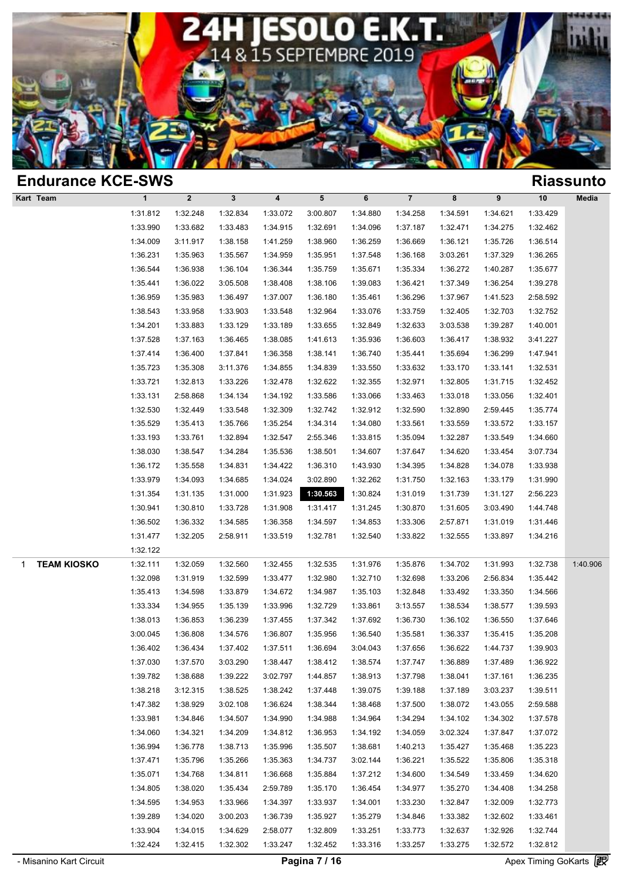## Endurance KCE-SWS

## Riassunto

| Kart | Team | 1 | 2 | 3 | 4 | 5 | 6 | 7 | 8 | 9 | 10 | Media |
|---|---|---|---|---|---|---|---|---|---|---|---|---|
| | | 1:31.812 | 1:32.248 | 1:32.834 | 1:33.072 | 3:00.807 | 1:34.880 | 1:34.258 | 1:34.591 | 1:34.621 | 1:33.429 | |
| | | 1:33.990 | 1:33.682 | 1:33.483 | 1:34.915 | 1:32.691 | 1:34.096 | 1:37.187 | 1:32.471 | 1:34.275 | 1:32.462 | |
| | | 1:34.009 | 3:11.917 | 1:38.158 | 1:41.259 | 1:38.960 | 1:36.259 | 1:36.669 | 1:36.121 | 1:35.726 | 1:36.514 | |
| | | 1:36.231 | 1:35.963 | 1:35.567 | 1:34.959 | 1:35.951 | 1:37.548 | 1:36.168 | 3:03.261 | 1:37.329 | 1:36.265 | |
| | | 1:36.544 | 1:36.938 | 1:36.104 | 1:36.344 | 1:35.759 | 1:35.671 | 1:35.334 | 1:36.272 | 1:40.287 | 1:35.677 | |
| | | 1:35.441 | 1:36.022 | 3:05.508 | 1:38.408 | 1:38.106 | 1:39.083 | 1:36.421 | 1:37.349 | 1:36.254 | 1:39.278 | |
| | | 1:36.959 | 1:35.983 | 1:36.497 | 1:37.007 | 1:36.180 | 1:35.461 | 1:36.296 | 1:37.967 | 1:41.523 | 2:58.592 | |
| | | 1:38.543 | 1:33.958 | 1:33.903 | 1:33.548 | 1:32.964 | 1:33.076 | 1:33.759 | 1:32.405 | 1:32.703 | 1:32.752 | |
| | | 1:34.201 | 1:33.883 | 1:33.129 | 1:33.189 | 1:33.655 | 1:32.849 | 1:32.633 | 3:03.538 | 1:39.287 | 1:40.001 | |
| | | 1:37.528 | 1:37.163 | 1:36.465 | 1:38.085 | 1:41.613 | 1:35.936 | 1:36.603 | 1:36.417 | 1:38.932 | 3:41.227 | |
| | | 1:37.414 | 1:36.400 | 1:37.841 | 1:36.358 | 1:38.141 | 1:36.740 | 1:35.441 | 1:35.694 | 1:36.299 | 1:47.941 | |
| | | 1:35.723 | 1:35.308 | 3:11.376 | 1:34.855 | 1:34.839 | 1:33.550 | 1:33.632 | 1:33.170 | 1:33.141 | 1:32.531 | |
| | | 1:33.721 | 1:32.813 | 1:33.226 | 1:32.478 | 1:32.622 | 1:32.355 | 1:32.971 | 1:32.805 | 1:31.715 | 1:32.452 | |
| | | 1:33.131 | 2:58.868 | 1:34.134 | 1:34.192 | 1:33.586 | 1:33.066 | 1:33.463 | 1:33.018 | 1:33.056 | 1:32.401 | |
| | | 1:32.530 | 1:32.449 | 1:33.548 | 1:32.309 | 1:32.742 | 1:32.912 | 1:32.590 | 1:32.890 | 2:59.445 | 1:35.774 | |
| | | 1:35.529 | 1:35.413 | 1:35.766 | 1:35.254 | 1:34.314 | 1:34.080 | 1:33.561 | 1:33.559 | 1:33.572 | 1:33.157 | |
| | | 1:33.193 | 1:33.761 | 1:32.894 | 1:32.547 | 2:55.346 | 1:33.815 | 1:35.094 | 1:32.287 | 1:33.549 | 1:34.660 | |
| | | 1:38.030 | 1:38.547 | 1:34.284 | 1:35.536 | 1:38.501 | 1:34.607 | 1:37.647 | 1:34.620 | 1:33.454 | 3:07.734 | |
| | | 1:36.172 | 1:35.558 | 1:34.831 | 1:34.422 | 1:36.310 | 1:43.930 | 1:34.395 | 1:34.828 | 1:34.078 | 1:33.938 | |
| | | 1:33.979 | 1:34.093 | 1:34.685 | 1:34.024 | 3:02.890 | 1:32.262 | 1:31.750 | 1:32.163 | 1:33.179 | 1:31.990 | |
| | | 1:31.354 | 1:31.135 | 1:31.000 | 1:31.923 | **1:30.563** | 1:30.824 | 1:31.019 | 1:31.739 | 1:31.127 | 2:56.223 | |
| | | 1:30.941 | 1:30.810 | 1:33.728 | 1:31.908 | 1:31.417 | 1:31.245 | 1:30.870 | 1:31.605 | 3:03.490 | 1:44.748 | |
| | | 1:36.502 | 1:36.332 | 1:34.585 | 1:36.358 | 1:34.597 | 1:34.853 | 1:33.306 | 2:57.871 | 1:31.019 | 1:31.446 | |
| | | 1:31.477 | 1:32.205 | 2:58.911 | 1:33.519 | 1:32.781 | 1:32.540 | 1:33.822 | 1:32.555 | 1:33.897 | 1:34.216 | |
| | | 1:32.122 | | | | | | | | | | |
| 1 | **TEAM KIOSKO** | 1:32.111 | 1:32.059 | 1:32.560 | 1:32.455 | 1:32.535 | 1:31.976 | 1:35.876 | 1:34.702 | 1:31.993 | 1:32.738 | 1:40.906 |
| | | 1:32.098 | 1:31.919 | 1:32.599 | 1:33.477 | 1:32.980 | 1:32.710 | 1:32.698 | 1:33.206 | 2:56.834 | 1:35.442 | |
| | | 1:35.413 | 1:34.598 | 1:33.879 | 1:34.672 | 1:34.987 | 1:35.103 | 1:32.848 | 1:33.492 | 1:33.350 | 1:34.566 | |
| | | 1:33.334 | 1:34.955 | 1:35.139 | 1:33.996 | 1:32.729 | 1:33.861 | 3:13.557 | 1:38.534 | 1:38.577 | 1:39.593 | |
| | | 1:38.013 | 1:36.853 | 1:36.239 | 1:37.455 | 1:37.342 | 1:37.692 | 1:36.730 | 1:36.102 | 1:36.550 | 1:37.646 | |
| | | 3:00.045 | 1:36.808 | 1:34.576 | 1:36.807 | 1:35.956 | 1:36.540 | 1:35.581 | 1:36.337 | 1:35.415 | 1:35.208 | |
| | | 1:36.402 | 1:36.434 | 1:37.402 | 1:37.511 | 1:36.694 | 3:04.043 | 1:37.656 | 1:36.622 | 1:44.737 | 1:39.903 | |
| | | 1:37.030 | 1:37.570 | 3:03.290 | 1:38.447 | 1:38.412 | 1:38.574 | 1:37.747 | 1:36.889 | 1:37.489 | 1:36.922 | |
| | | 1:39.782 | 1:38.688 | 1:39.222 | 3:02.797 | 1:44.857 | 1:38.913 | 1:37.798 | 1:38.041 | 1:37.161 | 1:36.235 | |
| | | 1:38.218 | 3:12.315 | 1:38.525 | 1:38.242 | 1:37.448 | 1:39.075 | 1:39.188 | 1:37.189 | 3:03.237 | 1:39.511 | |
| | | 1:47.382 | 1:38.929 | 3:02.108 | 1:36.624 | 1:38.344 | 1:38.468 | 1:37.500 | 1:38.072 | 1:43.055 | 2:59.588 | |
| | | 1:33.981 | 1:34.846 | 1:34.507 | 1:34.990 | 1:34.988 | 1:34.964 | 1:34.294 | 1:34.102 | 1:34.302 | 1:37.578 | |
| | | 1:34.060 | 1:34.321 | 1:34.209 | 1:34.812 | 1:36.953 | 1:34.192 | 1:34.059 | 3:02.324 | 1:37.847 | 1:37.072 | |
| | | 1:36.994 | 1:36.778 | 1:38.713 | 1:35.996 | 1:35.507 | 1:38.681 | 1:40.213 | 1:35.427 | 1:35.468 | 1:35.223 | |
| | | 1:37.471 | 1:35.796 | 1:35.266 | 1:35.363 | 1:34.737 | 3:02.144 | 1:36.221 | 1:35.522 | 1:35.806 | 1:35.318 | |
| | | 1:35.071 | 1:34.768 | 1:34.811 | 1:36.668 | 1:35.884 | 1:37.212 | 1:34.600 | 1:34.549 | 1:33.459 | 1:34.620 | |
| | | 1:34.805 | 1:38.020 | 1:35.434 | 2:59.789 | 1:35.170 | 1:36.454 | 1:34.977 | 1:35.270 | 1:34.408 | 1:34.258 | |
| | | 1:34.595 | 1:34.953 | 1:33.966 | 1:34.397 | 1:33.937 | 1:34.001 | 1:33.230 | 1:32.847 | 1:32.009 | 1:32.773 | |
| | | 1:39.289 | 1:34.020 | 3:00.203 | 1:36.739 | 1:35.927 | 1:35.279 | 1:34.846 | 1:33.382 | 1:32.602 | 1:33.461 | |
| | | 1:33.904 | 1:34.015 | 1:34.629 | 2:58.077 | 1:32.809 | 1:33.251 | 1:33.773 | 1:32.637 | 1:32.926 | 1:32.744 | |
| | | 1:32.424 | 1:32.415 | 1:32.302 | 1:33.247 | 1:32.452 | 1:33.316 | 1:33.257 | 1:33.275 | 1:32.572 | 1:32.812 | |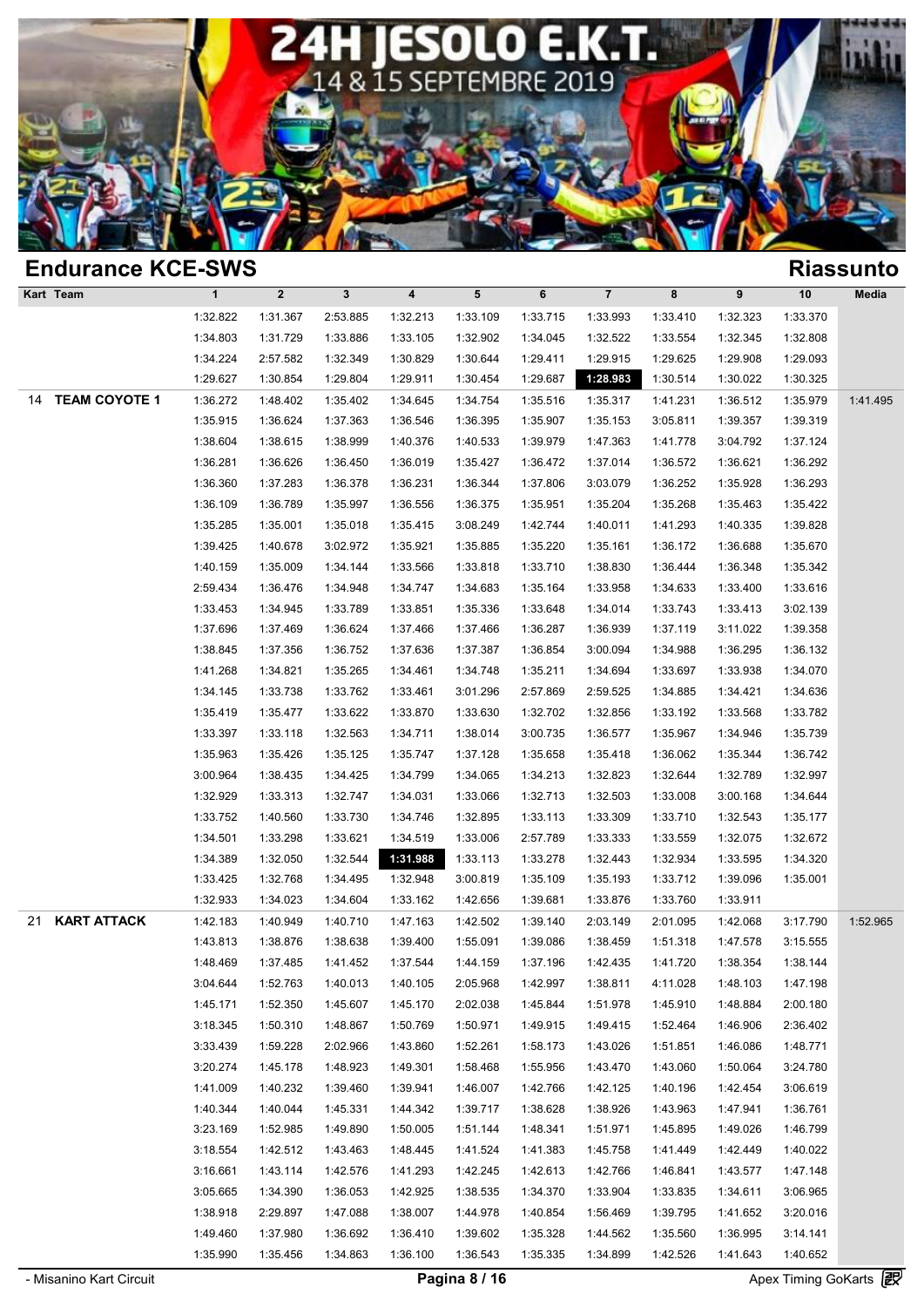# 24H JESOLO E.K.T.

14 & 15 SEPTEMBRE 2019

## Endurance KCE-SWS

## Riassunto

| Kart | Team | 1 | 2 | 3 | 4 | 5 | 6 | 7 | 8 | 9 | 10 | Media |
|---|---|---|---|---|---|---|---|---|---|---|---|---|
| | | 1:32.822 | 1:31.367 | 2:53.885 | 1:32.213 | 1:33.109 | 1:33.715 | 1:33.993 | 1:33.410 | 1:32.323 | 1:33.370 | |
| | | 1:34.803 | 1:31.729 | 1:33.886 | 1:33.105 | 1:32.902 | 1:34.045 | 1:32.522 | 1:33.554 | 1:32.345 | 1:32.808 | |
| | | 1:34.224 | 2:57.582 | 1:32.349 | 1:30.829 | 1:30.644 | 1:29.411 | 1:29.915 | 1:29.625 | 1:29.908 | 1:29.093 | |
| | | 1:29.627 | 1:30.854 | 1:29.804 | 1:29.911 | 1:30.454 | 1:29.687 | **1:28.983** | 1:30.514 | 1:30.022 | 1:30.325 | |
| 14 | **TEAM COYOTE 1** | 1:36.272 | 1:48.402 | 1:35.402 | 1:34.645 | 1:34.754 | 1:35.516 | 1:35.317 | 1:41.231 | 1:36.512 | 1:35.979 | 1:41.495 |
| | | 1:35.915 | 1:36.624 | 1:37.363 | 1:36.546 | 1:36.395 | 1:35.907 | 1:35.153 | 3:05.811 | 1:39.357 | 1:39.319 | |
| | | 1:38.604 | 1:38.615 | 1:38.999 | 1:40.376 | 1:40.533 | 1:39.979 | 1:47.363 | 1:41.778 | 3:04.792 | 1:37.124 | |
| | | 1:36.281 | 1:36.626 | 1:36.450 | 1:36.019 | 1:35.427 | 1:36.472 | 1:37.014 | 1:36.572 | 1:36.621 | 1:36.292 | |
| | | 1:36.360 | 1:37.283 | 1:36.378 | 1:36.231 | 1:36.344 | 1:37.806 | 3:03.079 | 1:36.252 | 1:35.928 | 1:36.293 | |
| | | 1:36.109 | 1:36.789 | 1:35.997 | 1:36.556 | 1:36.375 | 1:35.951 | 1:35.204 | 1:35.268 | 1:35.463 | 1:35.422 | |
| | | 1:35.285 | 1:35.001 | 1:35.018 | 1:35.415 | 3:08.249 | 1:42.744 | 1:40.011 | 1:41.293 | 1:40.335 | 1:39.828 | |
| | | 1:39.425 | 1:40.678 | 3:02.972 | 1:35.921 | 1:35.885 | 1:35.220 | 1:35.161 | 1:36.172 | 1:36.688 | 1:35.670 | |
| | | 1:40.159 | 1:35.009 | 1:34.144 | 1:33.566 | 1:33.818 | 1:33.710 | 1:38.830 | 1:36.444 | 1:36.348 | 1:35.342 | |
| | | 2:59.434 | 1:36.476 | 1:34.948 | 1:34.747 | 1:34.683 | 1:35.164 | 1:33.958 | 1:34.633 | 1:33.400 | 1:33.616 | |
| | | 1:33.453 | 1:34.945 | 1:33.789 | 1:33.851 | 1:35.336 | 1:33.648 | 1:34.014 | 1:33.743 | 1:33.413 | 3:02.139 | |
| | | 1:37.696 | 1:37.469 | 1:36.624 | 1:37.466 | 1:37.466 | 1:36.287 | 1:36.939 | 1:37.119 | 3:11.022 | 1:39.358 | |
| | | 1:38.845 | 1:37.356 | 1:36.752 | 1:37.636 | 1:37.387 | 1:36.854 | 3:00.094 | 1:34.988 | 1:36.295 | 1:36.132 | |
| | | 1:41.268 | 1:34.821 | 1:35.265 | 1:34.461 | 1:34.748 | 1:35.211 | 1:34.694 | 1:33.697 | 1:33.938 | 1:34.070 | |
| | | 1:34.145 | 1:33.738 | 1:33.762 | 1:33.461 | 3:01.296 | 2:57.869 | 2:59.525 | 1:34.885 | 1:34.421 | 1:34.636 | |
| | | 1:35.419 | 1:35.477 | 1:33.622 | 1:33.870 | 1:33.630 | 1:32.702 | 1:32.856 | 1:33.192 | 1:33.568 | 1:33.782 | |
| | | 1:33.397 | 1:33.118 | 1:32.563 | 1:34.711 | 1:38.014 | 3:00.735 | 1:36.577 | 1:35.967 | 1:34.946 | 1:35.739 | |
| | | 1:35.963 | 1:35.426 | 1:35.125 | 1:35.747 | 1:37.128 | 1:35.658 | 1:35.418 | 1:36.062 | 1:35.344 | 1:36.742 | |
| | | 3:00.964 | 1:38.435 | 1:34.425 | 1:34.799 | 1:34.065 | 1:34.213 | 1:32.823 | 1:32.644 | 1:32.789 | 1:32.997 | |
| | | 1:32.929 | 1:33.313 | 1:32.747 | 1:34.031 | 1:33.066 | 1:32.713 | 1:32.503 | 1:33.008 | 3:00.168 | 1:34.644 | |
| | | 1:33.752 | 1:40.560 | 1:33.730 | 1:34.746 | 1:32.895 | 1:33.113 | 1:33.309 | 1:33.710 | 1:32.543 | 1:35.177 | |
| | | 1:34.501 | 1:33.298 | 1:33.621 | 1:34.519 | 1:33.006 | 2:57.789 | 1:33.333 | 1:33.559 | 1:32.075 | 1:32.672 | |
| | | 1:34.389 | 1:32.050 | 1:32.544 | **1:31.988** | 1:33.113 | 1:33.278 | 1:32.443 | 1:32.934 | 1:33.595 | 1:34.320 | |
| | | 1:33.425 | 1:32.768 | 1:34.495 | 1:32.948 | 3:00.819 | 1:35.109 | 1:35.193 | 1:33.712 | 1:39.096 | 1:35.001 | |
| | | 1:32.933 | 1:34.023 | 1:34.604 | 1:33.162 | 1:42.656 | 1:39.681 | 1:33.876 | 1:33.760 | 1:33.911 | | |
| 21 | **KART ATTACK** | 1:42.183 | 1:40.949 | 1:40.710 | 1:47.163 | 1:42.502 | 1:39.140 | 2:03.149 | 2:01.095 | 1:42.068 | 3:17.790 | 1:52.965 |
| | | 1:43.813 | 1:38.876 | 1:38.638 | 1:39.400 | 1:55.091 | 1:39.086 | 1:38.459 | 1:51.318 | 1:47.578 | 3:15.555 | |
| | | 1:48.469 | 1:37.485 | 1:41.452 | 1:37.544 | 1:44.159 | 1:37.196 | 1:42.435 | 1:41.720 | 1:38.354 | 1:38.144 | |
| | | 3:04.644 | 1:52.763 | 1:40.013 | 1:40.105 | 2:05.968 | 1:42.997 | 1:38.811 | 4:11.028 | 1:48.103 | 1:47.198 | |
| | | 1:45.171 | 1:52.350 | 1:45.607 | 1:45.170 | 2:02.038 | 1:45.844 | 1:51.978 | 1:45.910 | 1:48.884 | 2:00.180 | |
| | | 3:18.345 | 1:50.310 | 1:48.867 | 1:50.769 | 1:50.971 | 1:49.915 | 1:49.415 | 1:52.464 | 1:46.906 | 2:36.402 | |
| | | 3:33.439 | 1:59.228 | 2:02.966 | 1:43.860 | 1:52.261 | 1:58.173 | 1:43.026 | 1:51.851 | 1:46.086 | 1:48.771 | |
| | | 3:20.274 | 1:45.178 | 1:48.923 | 1:49.301 | 1:58.468 | 1:55.956 | 1:43.470 | 1:43.060 | 1:50.064 | 3:24.780 | |
| | | 1:41.009 | 1:40.232 | 1:39.460 | 1:39.941 | 1:46.007 | 1:42.766 | 1:42.125 | 1:40.196 | 1:42.454 | 3:06.619 | |
| | | 1:40.344 | 1:40.044 | 1:45.331 | 1:44.342 | 1:39.717 | 1:38.628 | 1:38.926 | 1:43.963 | 1:47.941 | 1:36.761 | |
| | | 3:23.169 | 1:52.985 | 1:49.890 | 1:50.005 | 1:51.144 | 1:48.341 | 1:51.971 | 1:45.895 | 1:49.026 | 1:46.799 | |
| | | 3:18.554 | 1:42.512 | 1:43.463 | 1:48.445 | 1:41.524 | 1:41.383 | 1:45.758 | 1:41.449 | 1:42.449 | 1:40.022 | |
| | | 3:16.661 | 1:43.114 | 1:42.576 | 1:41.293 | 1:42.245 | 1:42.613 | 1:42.766 | 1:46.841 | 1:43.577 | 1:47.148 | |
| | | 3:05.665 | 1:34.390 | 1:36.053 | 1:42.925 | 1:38.535 | 1:34.370 | 1:33.904 | 1:33.835 | 1:34.611 | 3:06.965 | |
| | | 1:38.918 | 2:29.897 | 1:47.088 | 1:38.007 | 1:44.978 | 1:40.854 | 1:56.469 | 1:39.795 | 1:41.652 | 3:20.016 | |
| | | 1:49.460 | 1:37.980 | 1:36.692 | 1:36.410 | 1:39.602 | 1:35.328 | 1:44.562 | 1:35.560 | 1:36.995 | 3:14.141 | |
| | | 1:35.990 | 1:35.456 | 1:34.863 | 1:36.100 | 1:36.543 | 1:35.335 | 1:34.899 | 1:42.526 | 1:41.643 | 1:40.652 | |

- Misanino Kart Circuit

Apex Timing GoKarts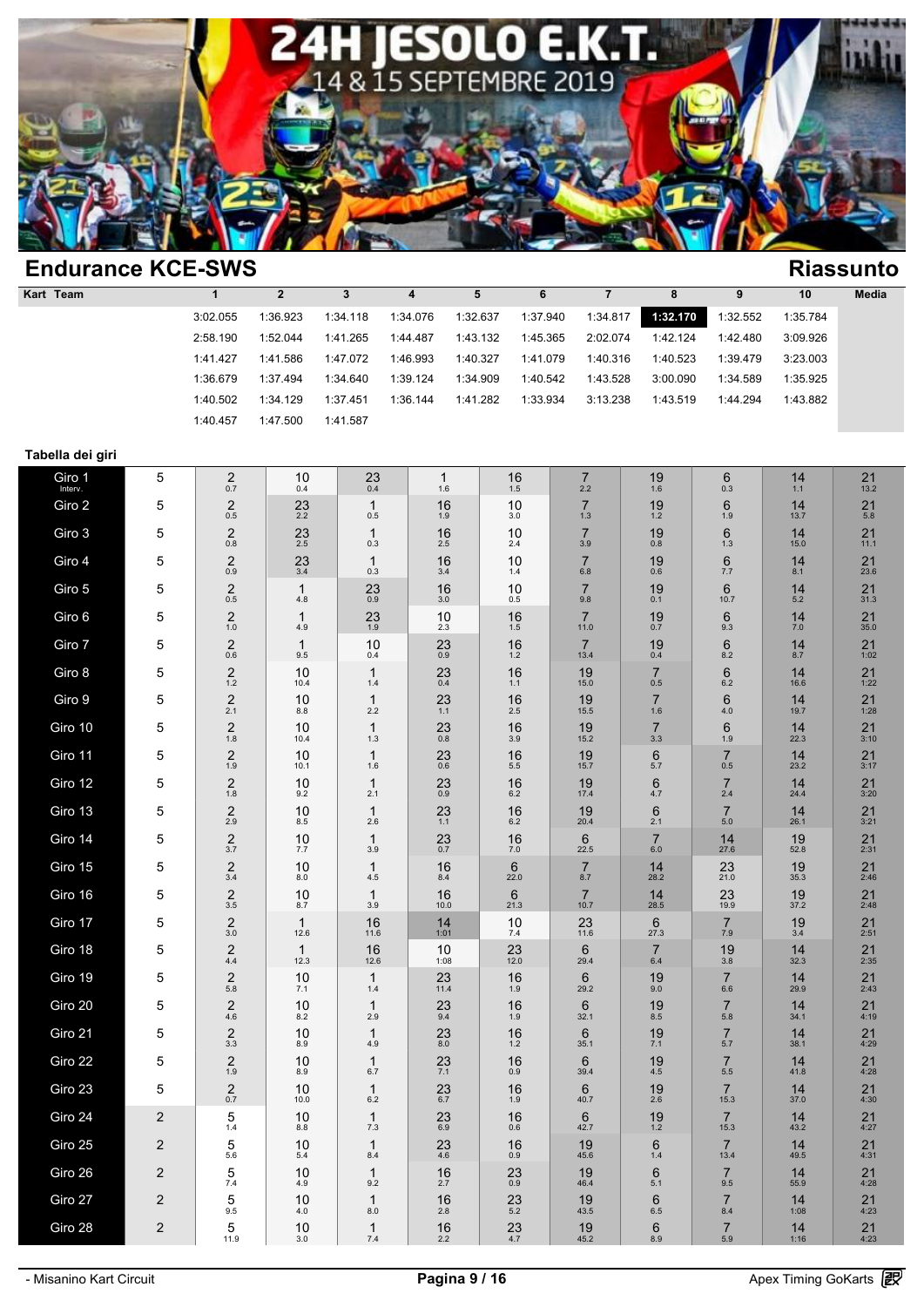# 24H JESOLO E.K.T.

14 & 15 SEPTEMBRE 2019

## Endurance KCE-SWS

**Riassunto**

| Kart | Team | 1 | 2 | 3 | 4 | 5 | 6 | 7 | 8 | 9 | 10 | Media |
|---|---|---|---|---|---|---|---|---|---|---|---|---|
| | | 3:02.055 | 1:36.923 | 1:34.118 | 1:34.076 | 1:32.637 | 1:37.940 | 1:34.817 | **1:32.170** | 1:32.552 | 1:35.784 | |
| | | 2:58.190 | 1:52.044 | 1:41.265 | 1:44.487 | 1:43.132 | 1:45.365 | 2:02.074 | 1:42.124 | 1:42.480 | 3:09.926 | |
| | | 1:41.427 | 1:41.586 | 1:47.072 | 1:46.993 | 1:40.327 | 1:41.079 | 1:40.316 | 1:40.523 | 1:39.479 | 3:23.003 | |
| | | 1:36.679 | 1:37.494 | 1:34.640 | 1:39.124 | 1:34.909 | 1:40.542 | 1:43.528 | 3:00.090 | 1:34.589 | 1:35.925 | |
| | | 1:40.502 | 1:34.129 | 1:37.451 | 1:36.144 | 1:41.282 | 1:33.934 | 3:13.238 | 1:43.519 | 1:44.294 | 1:43.882 | |
| | | 1:40.457 | 1:47.500 | 1:41.587 | | | | | | | | |

### Tabella dei giri

| Giro | | | | | | | | | | | |
|---|---|---|---|---|---|---|---|---|---|---|---|
| Giro 1 Interv. | 5 | 2 0.7 | 10 0.4 | 23 0.4 | 1 1.6 | 16 1.5 | 7 2.2 | 19 1.6 | 6 0.3 | 14 1.1 | 21 13.2 |
| Giro 2 | 5 | 2 0.5 | 23 2.2 | 1 0.5 | 16 1.9 | 10 3.0 | 7 1.3 | 19 1.2 | 6 1.9 | 14 13.7 | 21 5.8 |
| Giro 3 | 5 | 2 0.8 | 23 2.5 | 1 0.3 | 16 2.5 | 10 2.4 | 7 3.9 | 19 0.8 | 6 1.3 | 14 15.0 | 21 11.1 |
| Giro 4 | 5 | 2 0.9 | 23 3.4 | 1 0.3 | 16 3.4 | 10 1.4 | 7 6.8 | 19 0.6 | 6 7.7 | 14 8.1 | 21 23.6 |
| Giro 5 | 5 | 2 0.5 | 1 4.8 | 23 0.9 | 16 3.0 | 10 0.5 | 7 9.8 | 19 0.1 | 6 10.7 | 14 5.2 | 21 31.3 |
| Giro 6 | 5 | 2 1.0 | 1 4.9 | 23 1.9 | 10 2.3 | 16 1.5 | 7 11.0 | 19 0.7 | 6 9.3 | 14 7.0 | 21 35.0 |
| Giro 7 | 5 | 2 0.6 | 1 9.5 | 10 0.4 | 23 0.9 | 16 1.2 | 7 13.4 | 19 0.4 | 6 8.2 | 14 8.7 | 21 1:02 |
| Giro 8 | 5 | 2 1.2 | 10 10.4 | 1 1.4 | 23 0.4 | 16 1.1 | 19 15.0 | 7 0.5 | 6 6.2 | 14 16.6 | 21 1:22 |
| Giro 9 | 5 | 2 2.1 | 10 8.8 | 1 2.2 | 23 1.1 | 16 2.5 | 19 15.5 | 7 1.6 | 6 4.0 | 14 19.7 | 21 1:28 |
| Giro 10 | 5 | 2 1.8 | 10 10.4 | 1 1.3 | 23 0.8 | 16 3.9 | 19 15.2 | 7 3.3 | 6 1.9 | 14 22.3 | 21 3:10 |
| Giro 11 | 5 | 2 1.9 | 10 10.1 | 1 1.6 | 23 0.6 | 16 5.5 | 19 15.7 | 6 5.7 | 7 0.5 | 14 23.2 | 21 3:17 |
| Giro 12 | 5 | 2 1.8 | 10 9.2 | 1 2.1 | 23 0.9 | 16 6.2 | 19 17.4 | 6 4.7 | 7 2.4 | 14 24.4 | 21 3:20 |
| Giro 13 | 5 | 2 2.9 | 10 8.5 | 1 2.6 | 23 1.1 | 16 6.2 | 19 20.4 | 6 2.1 | 7 5.0 | 14 26.1 | 21 3:21 |
| Giro 14 | 5 | 2 3.7 | 10 7.7 | 1 3.9 | 23 0.7 | 16 7.0 | 6 22.5 | 7 6.0 | 14 27.6 | 19 52.8 | 21 2:31 |
| Giro 15 | 5 | 2 3.4 | 10 8.0 | 1 4.5 | 16 8.4 | 6 22.0 | 7 8.7 | 14 28.2 | 23 21.0 | 19 35.3 | 21 2:46 |
| Giro 16 | 5 | 2 3.5 | 10 8.7 | 1 3.9 | 16 10.0 | 6 21.3 | 7 10.7 | 14 28.5 | 23 19.9 | 19 37.2 | 21 2:48 |
| Giro 17 | 5 | 2 3.0 | 1 12.6 | 16 11.6 | 14 1:01 | 10 7.4 | 23 11.6 | 6 27.3 | 7 7.9 | 19 3.4 | 21 2:51 |
| Giro 18 | 5 | 2 4.4 | 1 12.3 | 16 12.6 | 10 1:08 | 23 12.0 | 6 29.4 | 7 6.4 | 19 3.8 | 14 32.3 | 21 2:35 |
| Giro 19 | 5 | 2 5.8 | 10 7.1 | 1 1.4 | 23 11.4 | 16 1.9 | 6 29.2 | 19 9.0 | 7 6.6 | 14 29.9 | 21 2:43 |
| Giro 20 | 5 | 2 4.6 | 10 8.2 | 1 2.9 | 23 9.4 | 16 1.9 | 6 32.1 | 19 8.5 | 7 5.8 | 14 34.1 | 21 4:19 |
| Giro 21 | 5 | 2 3.3 | 10 8.9 | 1 4.9 | 23 8.0 | 16 1.2 | 6 35.1 | 19 7.1 | 7 5.7 | 14 38.1 | 21 4:29 |
| Giro 22 | 5 | 2 1.9 | 10 8.9 | 1 6.7 | 23 7.1 | 16 0.9 | 6 39.4 | 19 4.5 | 7 5.5 | 14 41.8 | 21 4:28 |
| Giro 23 | 5 | 2 0.7 | 10 10.0 | 1 6.2 | 23 6.7 | 16 1.9 | 6 40.7 | 19 2.6 | 7 15.3 | 14 37.0 | 21 4:30 |
| Giro 24 | 2 | 5 1.4 | 10 8.8 | 1 7.3 | 23 6.9 | 16 0.6 | 6 42.7 | 19 1.2 | 7 15.3 | 14 43.2 | 21 4:27 |
| Giro 25 | 2 | 5 5.6 | 10 5.4 | 1 8.4 | 23 4.6 | 16 0.9 | 19 45.6 | 6 1.4 | 7 13.4 | 14 49.5 | 21 4:31 |
| Giro 26 | 2 | 5 7.4 | 10 4.9 | 1 9.2 | 16 2.7 | 23 0.9 | 19 46.4 | 6 5.1 | 7 9.5 | 14 55.9 | 21 4:28 |
| Giro 27 | 2 | 5 9.5 | 10 4.0 | 1 8.0 | 16 2.8 | 23 5.2 | 19 43.5 | 6 6.5 | 7 8.4 | 14 1:08 | 21 4:23 |
| Giro 28 | 2 | 5 11.9 | 10 3.0 | 1 7.4 | 16 2.2 | 23 4.7 | 19 45.2 | 6 8.9 | 7 5.9 | 14 1:16 | 21 4:23 |

- Misanino Kart Circuit

Apex Timing GoKarts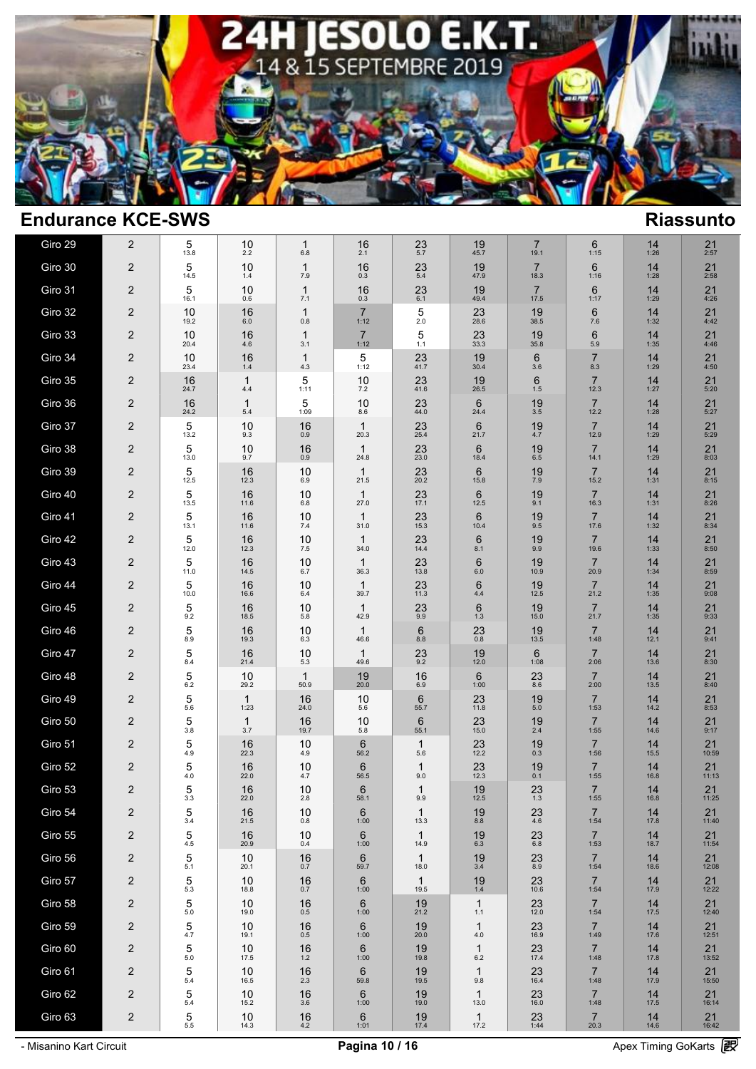# 24H JESOLO E.K.T.

14 & 15 SEPTEMBRE 2019

## Endurance KCE-SWS

## Riassunto

| Giro | | | | | | | | | | | |
|---|---|---|---|---|---|---|---|---|---|---|---|
| Giro 29 | 2 | 5 13.8 | 10 2.2 | 1 6.8 | 16 2.1 | 23 5.7 | 19 45.7 | 7 19.1 | 6 1:15 | 14 1:26 | 21 2:57 |
| Giro 30 | 2 | 5 14.5 | 10 1.4 | 1 7.9 | 16 0.3 | 23 5.4 | 19 47.9 | 7 18.3 | 6 1:16 | 14 1:28 | 21 2:58 |
| Giro 31 | 2 | 5 16.1 | 10 0.6 | 1 7.1 | 16 0.3 | 23 6.1 | 19 49.4 | 7 17.5 | 6 1:17 | 14 1:29 | 21 4:26 |
| Giro 32 | 2 | 10 19.2 | 16 6.0 | 1 0.8 | 7 1:12 | 5 2.0 | 23 28.6 | 19 38.5 | 6 7.6 | 14 1:32 | 21 4:42 |
| Giro 33 | 2 | 10 20.4 | 16 4.6 | 1 3.1 | 7 1:12 | 5 1.1 | 23 33.3 | 19 35.8 | 6 5.9 | 14 1:35 | 21 4:46 |
| Giro 34 | 2 | 10 23.4 | 16 1.4 | 1 4.3 | 5 1:12 | 23 41.7 | 19 30.4 | 6 3.6 | 7 8.3 | 14 1:29 | 21 4:50 |
| Giro 35 | 2 | 16 24.7 | 1 4.4 | 5 1:11 | 10 7.2 | 23 41.6 | 19 26.5 | 6 1.5 | 7 12.3 | 14 1:27 | 21 5:20 |
| Giro 36 | 2 | 16 24.2 | 1 5.4 | 5 1:09 | 10 8.6 | 23 44.0 | 6 24.4 | 19 3.5 | 7 12.2 | 14 1:28 | 21 5:27 |
| Giro 37 | 2 | 5 13.2 | 10 9.3 | 16 0.9 | 1 20.3 | 23 25.4 | 6 21.7 | 19 4.7 | 7 12.9 | 14 1:29 | 21 5:29 |
| Giro 38 | 2 | 5 13.0 | 10 9.7 | 16 0.9 | 1 24.8 | 23 23.0 | 6 18.4 | 19 6.5 | 7 14.1 | 14 1:29 | 21 8:03 |
| Giro 39 | 2 | 5 12.5 | 16 12.3 | 10 6.9 | 1 21.5 | 23 20.2 | 6 15.8 | 19 7.9 | 7 15.2 | 14 1:31 | 21 8:15 |
| Giro 40 | 2 | 5 13.5 | 16 11.6 | 10 6.8 | 1 27.0 | 23 17.1 | 6 12.5 | 19 9.1 | 7 16.3 | 14 1:31 | 21 8:26 |
| Giro 41 | 2 | 5 13.1 | 16 11.6 | 10 7.4 | 1 31.0 | 23 15.3 | 6 10.4 | 19 9.5 | 7 17.6 | 14 1:32 | 21 8:34 |
| Giro 42 | 2 | 5 12.0 | 16 12.3 | 10 7.5 | 1 34.0 | 23 14.4 | 6 8.1 | 19 9.9 | 7 19.6 | 14 1:33 | 21 8:50 |
| Giro 43 | 2 | 5 11.0 | 16 14.5 | 10 6.7 | 1 36.3 | 23 13.8 | 6 6.0 | 19 10.9 | 7 20.9 | 14 1:34 | 21 8:59 |
| Giro 44 | 2 | 5 10.0 | 16 16.6 | 10 6.4 | 1 39.7 | 23 11.3 | 6 4.4 | 19 12.5 | 7 21.2 | 14 1:35 | 21 9:08 |
| Giro 45 | 2 | 5 9.2 | 16 18.5 | 10 5.8 | 1 42.9 | 23 9.9 | 6 1.3 | 19 15.0 | 7 21.7 | 14 1:35 | 21 9:33 |
| Giro 46 | 2 | 5 8.9 | 16 19.3 | 10 6.3 | 1 46.6 | 6 8.8 | 23 0.8 | 19 13.5 | 7 1:48 | 14 12.1 | 21 9:41 |
| Giro 47 | 2 | 5 8.4 | 16 21.4 | 10 5.3 | 1 49.6 | 23 9.2 | 19 12.0 | 6 1:08 | 7 2:06 | 14 13.6 | 21 8:30 |
| Giro 48 | 2 | 5 6.2 | 10 29.2 | 1 50.9 | 19 20.0 | 16 6.9 | 6 1:00 | 23 8.6 | 7 2:00 | 14 13.5 | 21 8:40 |
| Giro 49 | 2 | 5 5.6 | 1 1:23 | 16 24.0 | 10 5.6 | 6 55.7 | 23 11.8 | 19 5.0 | 7 1:53 | 14 14.2 | 21 8:53 |
| Giro 50 | 2 | 5 3.8 | 1 3.7 | 16 19.7 | 10 5.8 | 6 55.1 | 23 15.0 | 19 2.4 | 7 1:55 | 14 14.6 | 21 9:17 |
| Giro 51 | 2 | 5 4.9 | 16 22.3 | 10 4.9 | 6 56.2 | 1 5.6 | 23 12.2 | 19 0.3 | 7 1:56 | 14 15.5 | 21 10:59 |
| Giro 52 | 2 | 5 4.0 | 16 22.0 | 10 4.7 | 6 56.5 | 1 9.0 | 23 12.3 | 19 0.1 | 7 1:55 | 14 16.8 | 21 11:13 |
| Giro 53 | 2 | 5 3.3 | 16 22.0 | 10 2.8 | 6 58.1 | 1 9.9 | 19 12.5 | 23 1.3 | 7 1:55 | 14 16.8 | 21 11:25 |
| Giro 54 | 2 | 5 3.4 | 16 21.5 | 10 0.8 | 6 1:00 | 1 13.3 | 19 8.8 | 23 4.6 | 7 1:54 | 14 17.8 | 21 11:40 |
| Giro 55 | 2 | 5 4.5 | 16 20.9 | 10 0.4 | 6 1:00 | 1 14.9 | 19 6.3 | 23 6.8 | 7 1:53 | 14 18.7 | 21 11:54 |
| Giro 56 | 2 | 5 5.1 | 10 20.1 | 16 0.7 | 6 59.7 | 1 18.0 | 19 3.4 | 23 8.9 | 7 1:54 | 14 18.6 | 21 12:08 |
| Giro 57 | 2 | 5 5.3 | 10 18.8 | 16 0.7 | 6 1:00 | 1 19.5 | 19 1.4 | 23 10.6 | 7 1:54 | 14 17.9 | 21 12:22 |
| Giro 58 | 2 | 5 5.0 | 10 19.0 | 16 0.5 | 6 1:00 | 19 21.2 | 1 1.1 | 23 12.0 | 7 1:54 | 14 17.5 | 21 12:40 |
| Giro 59 | 2 | 5 4.7 | 10 19.1 | 16 0.5 | 6 1:00 | 19 20.0 | 1 4.0 | 23 16.9 | 7 1:49 | 14 17.6 | 21 12:51 |
| Giro 60 | 2 | 5 5.0 | 10 17.5 | 16 1.2 | 6 1:00 | 19 19.8 | 1 6.2 | 23 17.4 | 7 1:48 | 14 17.8 | 21 13:52 |
| Giro 61 | 2 | 5 5.4 | 10 16.5 | 16 2.3 | 6 59.8 | 19 19.5 | 1 9.8 | 23 16.4 | 7 1:48 | 14 17.9 | 21 15:50 |
| Giro 62 | 2 | 5 5.4 | 10 15.2 | 16 3.6 | 6 1:00 | 19 19.0 | 1 13.0 | 23 16.0 | 7 1:48 | 14 17.5 | 21 16:14 |
| Giro 63 | 2 | 5 5.5 | 10 14.3 | 16 4.2 | 6 1:01 | 19 17.4 | 1 17.2 | 23 1:44 | 7 20.3 | 14 14.6 | 21 16:42 |

- Misanino Kart Circuit

Apex Timing GoKarts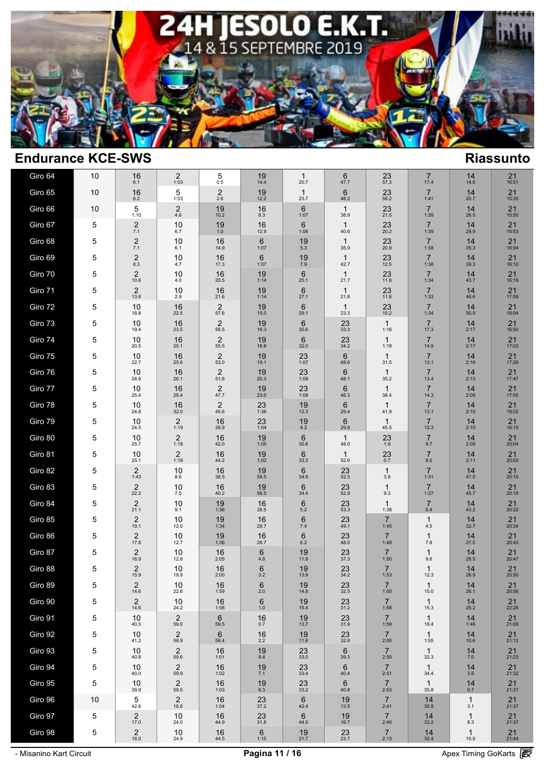# 24H JESOLO E.K.T.
14 & 15 SEPTEMBRE 2019

## Endurance KCE-SWS

## Riassunto

| Giro | | | | | | | | | | | |
|---|---|---|---|---|---|---|---|---|---|---|---|
| Giro 64 | 10 | 16 6.1 | 2 1:03 | 5 0.5 | 19 14.4 | 1 20.7 | 6 47.7 | 23 57.3 | 7 17.4 | 14 14.6 | 21 16:51 |
| Giro 65 | 10 | 16 6.2 | 5 1:03 | 2 2.6 | 19 12.2 | 1 23.7 | 6 48.2 | 23 58.2 | 7 1:41 | 14 20.7 | 21 15:35 |
| Giro 66 | 10 | 5 1:10 | 2 4.6 | 19 10.2 | 16 8.3 | 6 1:07 | 1 38.9 | 23 21.5 | 7 1:39 | 14 26.5 | 21 15:50 |
| Giro 67 | 5 | 2 7.1 | 10 6.7 | 19 1.0 | 16 12.9 | 6 1:06 | 1 40.6 | 23 20.2 | 7 1:39 | 14 29.9 | 21 15:53 |
| Giro 68 | 5 | 2 7.1 | 10 6.1 | 16 14.9 | 6 1:07 | 19 5.3 | 1 35.9 | 23 20.9 | 7 1:38 | 14 35.3 | 21 16:04 |
| Giro 69 | 5 | 2 8.3 | 10 4.7 | 16 17.3 | 6 1:07 | 19 7.9 | 1 42.7 | 23 12.5 | 7 1:38 | 14 39.3 | 21 16:10 |
| Giro 70 | 5 | 2 10.6 | 10 4.0 | 16 20.5 | 19 1:14 | 6 25.1 | 1 21.7 | 23 11.8 | 7 1:34 | 14 43.7 | 21 16:19 |
| Giro 71 | 5 | 2 13.6 | 10 2.9 | 16 21.6 | 19 1:14 | 6 27.1 | 1 21.8 | 23 11.8 | 7 1:33 | 14 46.6 | 21 17:59 |
| Giro 72 | 5 | 10 18.8 | 16 22.5 | 2 57.6 | 19 15.0 | 6 29.1 | 1 23.3 | 23 10.2 | 7 1:34 | 14 50.5 | 21 18:04 |
| Giro 73 | 5 | 10 19.4 | 16 23.5 | 2 56.5 | 19 16.3 | 6 30.6 | 23 33.3 | 1 1:16 | 7 17.3 | 14 2:17 | 21 16:50 |
| Giro 74 | 5 | 10 20.5 | 16 25.1 | 2 55.5 | 19 16.8 | 6 32.0 | 23 34.2 | 1 1:18 | 7 14.9 | 14 2:17 | 21 17:03 |
| Giro 75 | 5 | 10 22.7 | 16 25.6 | 2 53.0 | 19 19.1 | 23 1:07 | 6 48.6 | 1 31.5 | 7 13.1 | 14 2:16 | 21 17:26 |
| Giro 76 | 5 | 10 24.6 | 16 26.1 | 2 51.6 | 19 20.3 | 23 1:08 | 6 48.1 | 1 35.2 | 7 13.4 | 14 2:13 | 21 17:47 |
| Giro 77 | 5 | 10 25.4 | 16 29.4 | 2 47.7 | 19 23.0 | 23 1:08 | 6 46.3 | 1 38.4 | 7 14.3 | 14 2:09 | 21 17:55 |
| Giro 78 | 5 | 10 24.8 | 16 32.0 | 2 45.6 | 23 1:36 | 19 12.3 | 6 29.4 | 1 41.9 | 7 13.1 | 14 2:10 | 21 18:02 |
| Giro 79 | 5 | 10 24.5 | 2 1:19 | 16 38.9 | 23 1:04 | 19 4.2 | 6 29.8 | 1 45.5 | 7 12.3 | 14 2:10 | 21 18:15 |
| Giro 80 | 5 | 10 25.7 | 2 1:18 | 16 42.0 | 19 1:05 | 6 30.6 | 1 48.0 | 23 1.9 | 7 9.7 | 14 2:09 | 21 20:04 |
| Giro 81 | 5 | 10 25.1 | 2 1:18 | 16 44.2 | 19 1:02 | 6 33.3 | 1 52.6 | 23 0.7 | 7 9.0 | 14 2:11 | 21 20:05 |
| Giro 82 | 5 | 2 1:43 | 10 8.6 | 16 38.5 | 19 58.5 | 6 34.9 | 23 52.5 | 1 3.9 | 7 1:31 | 14 47.0 | 21 20:10 |
| Giro 83 | 5 | 2 22.2 | 10 7.5 | 16 40.2 | 19 56.5 | 6 34.4 | 23 52.9 | 1 9.3 | 7 1:27 | 14 45.7 | 21 20:16 |
| Giro 84 | 5 | 2 21.1 | 10 9.1 | 19 1:36 | 16 28.5 | 6 5.2 | 23 53.3 | 1 1:38 | 7 0.4 | 14 43.2 | 21 20:22 |
| Giro 85 | 5 | 2 19.1 | 10 12.0 | 19 1:34 | 16 29.7 | 6 7.4 | 23 49.1 | 7 1:45 | 1 4.5 | 14 32.7 | 21 20:34 |
| Giro 86 | 5 | 2 17.8 | 10 12.7 | 19 1:36 | 16 28.7 | 6 6.2 | 23 48.5 | 7 1:48 | 1 7.8 | 14 27.5 | 21 20:43 |
| Giro 87 | 5 | 2 16.9 | 10 12.8 | 16 2:05 | 6 4.8 | 19 11.8 | 23 37.3 | 7 1:50 | 1 9.6 | 14 28.5 | 21 20:47 |
| Giro 88 | 5 | 2 15.9 | 10 19.9 | 16 2:00 | 6 3.2 | 19 13.9 | 23 34.2 | 7 1:53 | 1 12.3 | 14 26.9 | 21 20:50 |
| Giro 89 | 5 | 2 14.6 | 10 22.6 | 16 1:59 | 6 2.0 | 19 14.8 | 23 32.5 | 7 1:55 | 1 15.0 | 14 26.1 | 21 20:56 |
| Giro 90 | 5 | 2 14.6 | 10 24.2 | 16 1:58 | 6 1.0 | 19 15.4 | 23 31.2 | 7 1:58 | 1 15.3 | 14 25.2 | 21 22:28 |
| Giro 91 | 5 | 10 40.5 | 2 59.0 | 6 59.5 | 16 0.7 | 19 13.7 | 23 31.9 | 7 1:59 | 1 18.4 | 14 1:46 | 21 21:09 |
| Giro 92 | 5 | 10 41.2 | 2 58.9 | 6 58.4 | 16 2.2 | 19 11.6 | 23 32.8 | 7 2:00 | 1 1:55 | 14 10.6 | 21 21:12 |
| Giro 93 | 5 | 10 40.8 | 2 59.6 | 16 1:01 | 19 9.4 | 23 33.0 | 6 39.3 | 7 2:50 | 1 32.3 | 14 7.0 | 21 21:23 |
| Giro 94 | 5 | 10 40.0 | 2 59.9 | 16 1:02 | 19 7.1 | 23 33.4 | 6 40.4 | 7 2:51 | 1 34.4 | 14 3.5 | 21 21:32 |
| Giro 95 | 5 | 10 39.9 | 2 59.5 | 16 1:03 | 19 6.3 | 23 33.2 | 6 40.8 | 7 2:53 | 1 35.8 | 14 0.7 | 21 21:37 |
| Giro 96 | 10 | 5 42.6 | 2 16.8 | 16 1:04 | 23 37.2 | 6 42.4 | 19 13.5 | 7 2:41 | 14 35.9 | 1 3.1 | 21 21:37 |
| Giro 97 | 5 | 2 17.0 | 10 24.0 | 16 44.9 | 23 31.8 | 6 44.0 | 19 16.7 | 7 2:40 | 14 33.2 | 1 8.3 | 21 21:37 |
| Giro 98 | 5 | 2 18.0 | 10 24.9 | 16 44.5 | 6 1:15 | 19 21.7 | 23 23.7 | 7 2:13 | 14 32.4 | 1 10.9 | 21 21:44 |

- Misanino Kart Circuit

Apex Timing GoKarts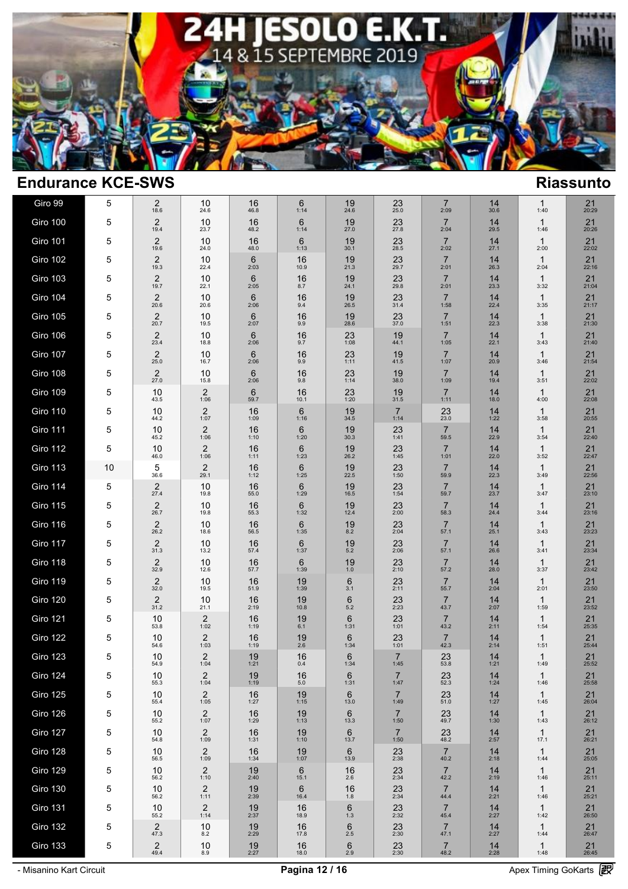# 24H JESOLO E.K.T.

14 & 15 SEPTEMBRE 2019

## Endurance KCE-SWS

## Riassunto

| | | | | | | | | | | | |
|---|---|---|---|---|---|---|---|---|---|---|---|
| Giro 99 | 5 | 2 18.6 | 10 24.6 | 16 46.8 | 6 1:14 | 19 24.6 | 23 25.0 | 7 2:09 | 14 30.6 | 1 1:40 | 21 20:29 |
| Giro 100 | 5 | 2 19.4 | 10 23.7 | 16 48.2 | 6 1:14 | 19 27.0 | 23 27.8 | 7 2:04 | 14 29.5 | 1 1:46 | 21 20:26 |
| Giro 101 | 5 | 2 19.6 | 10 24.0 | 16 48.0 | 6 1:13 | 19 30.1 | 23 28.5 | 7 2:02 | 14 27.1 | 1 2:00 | 21 22:02 |
| Giro 102 | 5 | 2 19.3 | 10 22.4 | 6 2:03 | 16 10.9 | 19 21.3 | 23 29.7 | 7 2:01 | 14 26.3 | 1 2:04 | 21 22:16 |
| Giro 103 | 5 | 2 19.7 | 10 22.1 | 6 2:05 | 16 8.7 | 19 24.1 | 23 29.8 | 7 2:01 | 14 23.3 | 1 3:32 | 21 21:04 |
| Giro 104 | 5 | 2 20.6 | 10 20.6 | 6 2:06 | 16 9.4 | 19 26.5 | 23 31.4 | 7 1:58 | 14 22.4 | 1 3:35 | 21 21:17 |
| Giro 105 | 5 | 2 20.7 | 10 19.5 | 6 2:07 | 16 9.9 | 19 28.6 | 23 37.0 | 7 1:51 | 14 22.3 | 1 3:38 | 21 21:30 |
| Giro 106 | 5 | 2 23.4 | 10 18.8 | 6 2:06 | 16 9.7 | 23 1:08 | 19 44.1 | 7 1:05 | 14 22.1 | 1 3:43 | 21 21:40 |
| Giro 107 | 5 | 2 25.0 | 10 16.7 | 6 2:06 | 16 9.9 | 23 1:11 | 19 41.5 | 7 1:07 | 14 20.9 | 1 3:46 | 21 21:54 |
| Giro 108 | 5 | 2 27.0 | 10 15.8 | 6 2:06 | 16 9.8 | 23 1:14 | 19 38.0 | 7 1:09 | 14 19.4 | 1 3:51 | 21 22:02 |
| Giro 109 | 5 | 10 43.5 | 2 1:06 | 6 59.7 | 16 10.1 | 23 1:20 | 19 31.5 | 7 1:11 | 14 18.0 | 1 4:00 | 21 22:08 |
| Giro 110 | 5 | 10 44.2 | 2 1:07 | 16 1:09 | 6 1:16 | 19 34.5 | 7 1:14 | 23 23.0 | 14 1:22 | 1 3:58 | 21 20:55 |
| Giro 111 | 5 | 10 45.2 | 2 1:06 | 16 1:10 | 6 1:20 | 19 30.3 | 23 1:41 | 7 59.5 | 14 22.9 | 1 3:54 | 21 22:40 |
| Giro 112 | 5 | 10 46.0 | 2 1:06 | 16 1:11 | 6 1:23 | 19 26.2 | 23 1:45 | 7 1:01 | 14 22.0 | 1 3:52 | 21 22:47 |
| Giro 113 | 10 | 5 36.6 | 2 29.1 | 16 1:12 | 6 1:25 | 19 22.5 | 23 1:50 | 7 59.9 | 14 22.3 | 1 3:49 | 21 22:56 |
| Giro 114 | 5 | 2 27.4 | 10 19.8 | 16 55.0 | 6 1:29 | 19 16.5 | 23 1:54 | 7 59.7 | 14 23.7 | 1 3:47 | 21 23:10 |
| Giro 115 | 5 | 2 26.7 | 10 19.8 | 16 55.3 | 6 1:32 | 19 12.4 | 23 2:00 | 7 58.3 | 14 24.4 | 1 3:44 | 21 23:16 |
| Giro 116 | 5 | 2 26.2 | 10 18.6 | 16 56.5 | 6 1:35 | 19 8.2 | 23 2:04 | 7 57.1 | 14 25.1 | 1 3:43 | 21 23:23 |
| Giro 117 | 5 | 2 31.3 | 10 13.2 | 16 57.4 | 6 1:37 | 19 5.2 | 23 2:06 | 7 57.1 | 14 26.6 | 1 3:41 | 21 23:34 |
| Giro 118 | 5 | 2 32.9 | 10 12.6 | 16 57.7 | 6 1:39 | 19 1.0 | 23 2:10 | 7 57.2 | 14 28.0 | 1 3:37 | 21 23:42 |
| Giro 119 | 5 | 2 32.0 | 10 19.5 | 16 51.9 | 19 1:39 | 6 3.1 | 23 2:11 | 7 55.7 | 14 2:04 | 1 2:01 | 21 23:50 |
| Giro 120 | 5 | 2 31.2 | 10 21.1 | 16 2:19 | 19 10.8 | 6 5.2 | 23 2:23 | 7 43.7 | 14 2:07 | 1 1:59 | 21 23:52 |
| Giro 121 | 5 | 10 53.8 | 2 1:02 | 16 1:19 | 19 6.1 | 6 1:31 | 23 1:01 | 7 43.2 | 14 2:11 | 1 1:54 | 21 25:35 |
| Giro 122 | 5 | 10 54.6 | 2 1:03 | 16 1:19 | 19 2.6 | 6 1:34 | 23 1:01 | 7 42.3 | 14 2:14 | 1 1:51 | 21 25:44 |
| Giro 123 | 5 | 10 54.9 | 2 1:04 | 19 1:21 | 16 0.4 | 6 1:34 | 7 1:45 | 23 53.8 | 14 1:21 | 1 1:49 | 21 25:52 |
| Giro 124 | 5 | 10 55.3 | 2 1:04 | 19 1:19 | 16 5.0 | 6 1:31 | 7 1:47 | 23 52.3 | 14 1:24 | 1 1:46 | 21 25:58 |
| Giro 125 | 5 | 10 55.4 | 2 1:05 | 16 1:27 | 19 1:15 | 6 13.0 | 7 1:49 | 23 51.0 | 14 1:27 | 1 1:45 | 21 26:04 |
| Giro 126 | 5 | 10 55.2 | 2 1:07 | 16 1:29 | 19 1:13 | 6 13.3 | 7 1:50 | 23 49.7 | 14 1:30 | 1 1:43 | 21 26:12 |
| Giro 127 | 5 | 10 54.8 | 2 1:09 | 16 1:31 | 19 1:10 | 6 13.7 | 7 1:50 | 23 48.2 | 14 2:57 | 1 17.1 | 21 26:21 |
| Giro 128 | 5 | 10 56.5 | 2 1:09 | 16 1:34 | 19 1:07 | 6 13.9 | 23 2:38 | 7 40.2 | 14 2:18 | 1 1:44 | 21 25:05 |
| Giro 129 | 5 | 10 56.2 | 2 1:10 | 19 2:40 | 6 15.1 | 16 2.6 | 23 2:34 | 7 42.2 | 14 2:19 | 1 1:46 | 21 25:11 |
| Giro 130 | 5 | 10 56.2 | 2 1:11 | 19 2:39 | 6 16.4 | 16 1.8 | 23 2:34 | 7 44.4 | 14 2:21 | 1 1:46 | 21 25:21 |
| Giro 131 | 5 | 10 55.2 | 2 1:14 | 19 2:37 | 16 18.9 | 6 1.3 | 23 2:32 | 7 45.4 | 14 2:27 | 1 1:42 | 21 26:50 |
| Giro 132 | 5 | 2 47.3 | 10 8.2 | 19 2:29 | 16 17.8 | 6 2.5 | 23 2:30 | 7 47.1 | 14 2:27 | 1 1:44 | 21 26:47 |
| Giro 133 | 5 | 2 49.4 | 10 8.9 | 19 2:27 | 16 18.0 | 6 2.9 | 23 2:30 | 7 48.2 | 14 2:28 | 1 1:48 | 21 26:45 |

- Misanino Kart Circuit

Apex Timing GoKarts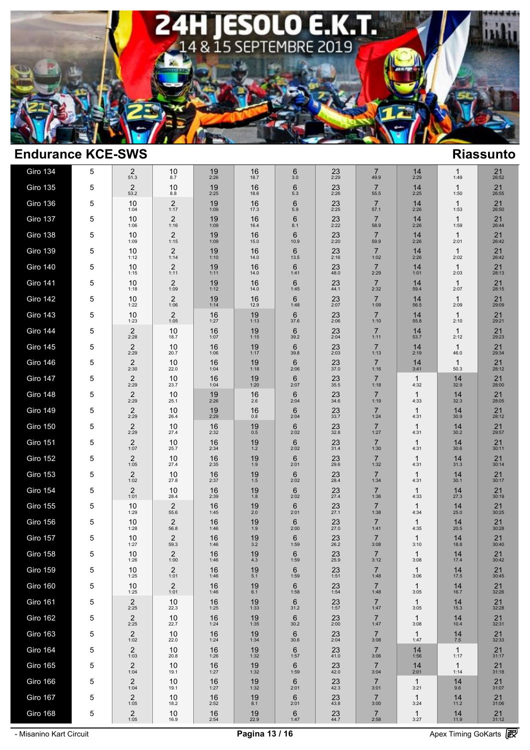# 24H JESOLO E.K.T.

14 & 15 SEPTEMBRE 2019

## Endurance KCE-SWS

## Riassunto

| Giro | | | | | | | | | | | |
|---|---|---|---|---|---|---|---|---|---|---|---|
| Giro 134 | 5 | 2 51.3 | 10 8.7 | 19 2:26 | 16 18.7 | 6 3.0 | 23 2:29 | 7 49.9 | 14 2:29 | 1 1:49 | 21 26:52 |
| Giro 135 | 5 | 2 53.2 | 10 8.8 | 19 2:25 | 16 18.6 | 6 5.3 | 23 2:26 | 7 55.5 | 14 2:25 | 1 1:50 | 21 26:55 |
| Giro 136 | 5 | 10 1:04 | 2 1:17 | 19 1:09 | 16 17.3 | 6 5.9 | 23 2:25 | 7 57.1 | 14 2:26 | 1 1:53 | 21 26:50 |
| Giro 137 | 5 | 10 1:06 | 2 1:16 | 19 1:09 | 16 16.4 | 6 8.1 | 23 2:22 | 7 58.9 | 14 2:26 | 1 1:59 | 21 26:44 |
| Giro 138 | 5 | 10 1:09 | 2 1:15 | 19 1:09 | 16 15.0 | 6 10.9 | 23 2:20 | 7 59.9 | 14 2:26 | 1 2:01 | 21 26:42 |
| Giro 139 | 5 | 10 1:12 | 2 1:14 | 19 1:10 | 16 14.0 | 6 13.5 | 23 2:16 | 7 1:02 | 14 2:26 | 1 2:02 | 21 26:42 |
| Giro 140 | 5 | 10 1:15 | 2 1:11 | 19 1:11 | 16 14.0 | 6 1:41 | 23 48.0 | 7 2:29 | 14 1:01 | 1 2:03 | 21 28:13 |
| Giro 141 | 5 | 10 1:18 | 2 1:09 | 19 1:12 | 16 14.0 | 6 1:45 | 23 44.1 | 7 2:32 | 14 59.4 | 1 2:07 | 21 28:15 |
| Giro 142 | 5 | 10 1:22 | 2 1:06 | 19 1:14 | 16 12.9 | 6 1:48 | 23 2:07 | 7 1:09 | 14 56.5 | 1 2:09 | 21 29:09 |
| Giro 143 | 5 | 10 1:23 | 2 1:05 | 16 1:27 | 19 1:13 | 6 37.6 | 23 2:06 | 7 1:10 | 14 55.8 | 1 2:10 | 21 29:21 |
| Giro 144 | 5 | 2 2:28 | 10 18.7 | 16 1:07 | 19 1:15 | 6 39.2 | 23 2:04 | 7 1:11 | 14 53.7 | 1 2:12 | 21 29:23 |
| Giro 145 | 5 | 2 2:29 | 10 20.7 | 16 1:06 | 19 1:17 | 6 39.8 | 23 2:03 | 7 1:13 | 14 2:19 | 1 46.0 | 21 29:34 |
| Giro 146 | 5 | 2 2:30 | 10 22.0 | 16 1:04 | 19 1:18 | 6 2:06 | 23 37.0 | 7 1:16 | 14 3:41 | 1 50.3 | 21 28:12 |
| Giro 147 | 5 | 2 2:29 | 10 23.7 | 16 1:04 | 19 1:20 | 6 2:07 | 23 35.5 | 7 1:18 | 1 4:32 | 14 32.9 | 21 28:00 |
| Giro 148 | 5 | 2 2:29 | 10 25.1 | 19 2:26 | 16 2.6 | 6 2:04 | 23 34.6 | 7 1:19 | 1 4:33 | 14 32.3 | 21 28:05 |
| Giro 149 | 5 | 2 2:29 | 10 26.4 | 19 2:29 | 16 0.8 | 6 2:04 | 23 33.7 | 7 1:24 | 1 4:31 | 14 30.9 | 21 28:12 |
| Giro 150 | 5 | 2 2:29 | 10 27.4 | 16 2:32 | 19 0.5 | 6 2:02 | 23 32.8 | 7 1:27 | 1 4:31 | 14 30.2 | 21 29:57 |
| Giro 151 | 5 | 2 1:07 | 10 25.7 | 16 2:34 | 19 1.2 | 6 2:02 | 23 31.4 | 7 1:30 | 1 4:31 | 14 30.6 | 21 30:11 |
| Giro 152 | 5 | 2 1:05 | 10 27.4 | 16 2:35 | 19 1.9 | 6 2:01 | 23 29.6 | 7 1:32 | 1 4:31 | 14 31.3 | 21 30:14 |
| Giro 153 | 5 | 2 1:02 | 10 27.8 | 16 2:37 | 19 1.5 | 6 2:02 | 23 28.4 | 7 1:34 | 1 4:31 | 14 30.1 | 21 30:17 |
| Giro 154 | 5 | 2 1:01 | 10 28.4 | 16 2:39 | 19 1.8 | 6 2:02 | 23 27.4 | 7 1:36 | 1 4:33 | 14 27.3 | 21 30:19 |
| Giro 155 | 5 | 10 1:29 | 2 55.6 | 16 1:45 | 19 2.0 | 6 2:01 | 23 27.1 | 7 1:38 | 1 4:34 | 14 25.0 | 21 30:25 |
| Giro 156 | 5 | 10 1:28 | 2 56.8 | 16 1:46 | 19 1.9 | 6 2:00 | 23 27.0 | 7 1:41 | 1 4:35 | 14 20.5 | 21 30:28 |
| Giro 157 | 5 | 10 1:27 | 2 59.3 | 16 1:46 | 19 3.2 | 6 1:59 | 23 26.2 | 7 3:08 | 1 3:10 | 14 18.8 | 21 30:40 |
| Giro 158 | 5 | 10 1:26 | 2 1:00 | 16 1:46 | 19 4.3 | 6 1:59 | 23 25.9 | 7 3:12 | 1 3:08 | 14 17.4 | 21 30:42 |
| Giro 159 | 5 | 10 1:25 | 2 1:01 | 16 1:46 | 19 5.1 | 6 1:59 | 23 1:51 | 7 1:48 | 1 3:06 | 14 17.5 | 21 30:45 |
| Giro 160 | 5 | 10 1:25 | 2 1:01 | 16 1:46 | 19 6.1 | 6 1:58 | 23 1:54 | 7 1:48 | 1 3:05 | 14 16.7 | 21 32:26 |
| Giro 161 | 5 | 2 2:25 | 10 22.3 | 16 1:25 | 19 1:33 | 6 31.2 | 23 1:57 | 7 1:47 | 1 3:05 | 14 15.3 | 21 32:28 |
| Giro 162 | 5 | 2 2:25 | 10 22.7 | 16 1:24 | 19 1:35 | 6 30.2 | 23 2:00 | 7 1:47 | 1 3:08 | 14 10.4 | 21 32:31 |
| Giro 163 | 5 | 2 1:02 | 10 22.0 | 16 1:24 | 19 1:34 | 6 30.6 | 23 2:04 | 7 3:08 | 1 1:47 | 14 7.5 | 21 32:33 |
| Giro 164 | 5 | 2 1:03 | 10 20.8 | 16 1:26 | 19 1:32 | 6 1:57 | 23 41.0 | 7 3:06 | 14 1:56 | 1 1:17 | 21 31:17 |
| Giro 165 | 5 | 2 1:04 | 10 19.1 | 16 1:27 | 19 1:32 | 6 1:59 | 23 42.0 | 7 3:04 | 14 2:01 | 1 1:14 | 21 31:18 |
| Giro 166 | 5 | 2 1:04 | 10 19.1 | 16 1:27 | 19 1:32 | 6 2:01 | 23 42.3 | 7 3:01 | 1 3:21 | 14 9.6 | 21 31:07 |
| Giro 167 | 5 | 2 1:05 | 10 18.2 | 16 2:52 | 19 8.1 | 6 2:01 | 23 43.8 | 7 3:00 | 1 3:24 | 14 11.2 | 21 31:06 |
| Giro 168 | 5 | 2 1:05 | 10 16.9 | 16 2:54 | 19 22.9 | 6 1:47 | 23 44.7 | 7 2:58 | 1 3:27 | 14 11.9 | 21 31:12 |

- Misanino Kart Circuit

Apex Timing GoKarts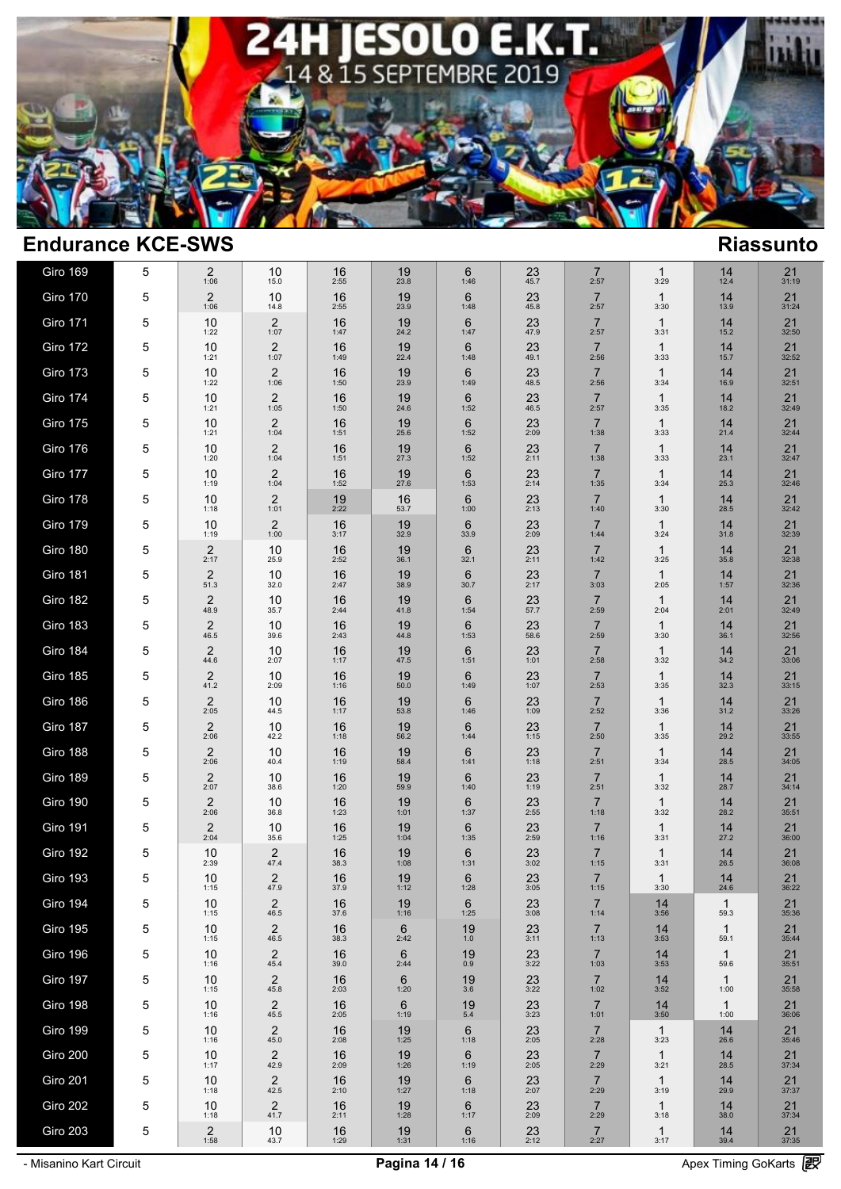# 24H JESOLO E.K.T.
14 & 15 SEPTEMBRE 2019

## Endurance KCE-SWS

## Riassunto

| Giro | | | | | | | | | | | |
|---|---|---|---|---|---|---|---|---|---|---|---|
| Giro 169 | 5 | 2 1:06 | 10 15.0 | 16 2:55 | 19 23.8 | 6 1:46 | 23 45.7 | 7 2:57 | 1 3:29 | 14 12.4 | 21 31:19 |
| Giro 170 | 5 | 2 1:06 | 10 14.8 | 16 2:55 | 19 23.9 | 6 1:48 | 23 45.8 | 7 2:57 | 1 3:30 | 14 13.9 | 21 31:24 |
| Giro 171 | 5 | 10 1:22 | 2 1:07 | 16 1:47 | 19 24.2 | 6 1:47 | 23 47.9 | 7 2:57 | 1 3:31 | 14 15.2 | 21 32:50 |
| Giro 172 | 5 | 10 1:21 | 2 1:07 | 16 1:49 | 19 22.4 | 6 1:48 | 23 49.1 | 7 2:56 | 1 3:33 | 14 15.7 | 21 32:52 |
| Giro 173 | 5 | 10 1:22 | 2 1:06 | 16 1:50 | 19 23.9 | 6 1:49 | 23 48.5 | 7 2:56 | 1 3:34 | 14 16.9 | 21 32:51 |
| Giro 174 | 5 | 10 1:21 | 2 1:05 | 16 1:50 | 19 24.6 | 6 1:52 | 23 46.5 | 7 2:57 | 1 3:35 | 14 18.2 | 21 32:49 |
| Giro 175 | 5 | 10 1:21 | 2 1:04 | 16 1:51 | 19 25.6 | 6 1:52 | 23 2:09 | 7 1:38 | 1 3:33 | 14 21.4 | 21 32:44 |
| Giro 176 | 5 | 10 1:20 | 2 1:04 | 16 1:51 | 19 27.3 | 6 1:52 | 23 2:11 | 7 1:38 | 1 3:33 | 14 23.1 | 21 32:47 |
| Giro 177 | 5 | 10 1:19 | 2 1:04 | 16 1:52 | 19 27.6 | 6 1:53 | 23 2:14 | 7 1:35 | 1 3:34 | 14 25.3 | 21 32:46 |
| Giro 178 | 5 | 10 1:18 | 2 1:01 | 19 2:22 | 16 53.7 | 6 1:00 | 23 2:13 | 7 1:40 | 1 3:30 | 14 28.5 | 21 32:42 |
| Giro 179 | 5 | 10 1:19 | 2 1:00 | 16 3:17 | 19 32.9 | 6 33.9 | 23 2:09 | 7 1:44 | 1 3:24 | 14 31.8 | 21 32:39 |
| Giro 180 | 5 | 2 2:17 | 10 25.9 | 16 2:52 | 19 36.1 | 6 32.1 | 23 2:11 | 7 1:42 | 1 3:25 | 14 35.8 | 21 32:38 |
| Giro 181 | 5 | 2 51.3 | 10 32.0 | 16 2:47 | 19 38.9 | 6 30.7 | 23 2:17 | 7 3:03 | 1 2:05 | 14 1:57 | 21 32:36 |
| Giro 182 | 5 | 2 48.9 | 10 35.7 | 16 2:44 | 19 41.8 | 6 1:54 | 23 57.7 | 7 2:59 | 1 2:04 | 14 2:01 | 21 32:49 |
| Giro 183 | 5 | 2 46.5 | 10 39.6 | 16 2:43 | 19 44.8 | 6 1:53 | 23 58.6 | 7 2:59 | 1 3:30 | 14 36.1 | 21 32:56 |
| Giro 184 | 5 | 2 44.6 | 10 2:07 | 16 1:17 | 19 47.5 | 6 1:51 | 23 1:01 | 7 2:58 | 1 3:32 | 14 34.2 | 21 33:06 |
| Giro 185 | 5 | 2 41.2 | 10 2:09 | 16 1:16 | 19 50.0 | 6 1:49 | 23 1:07 | 7 2:53 | 1 3:35 | 14 32.3 | 21 33:15 |
| Giro 186 | 5 | 2 2:05 | 10 44.5 | 16 1:17 | 19 53.8 | 6 1:46 | 23 1:09 | 7 2:52 | 1 3:36 | 14 31.2 | 21 33:26 |
| Giro 187 | 5 | 2 2:06 | 10 42.2 | 16 1:18 | 19 56.2 | 6 1:44 | 23 1:15 | 7 2:50 | 1 3:35 | 14 29.2 | 21 33:55 |
| Giro 188 | 5 | 2 2:06 | 10 40.4 | 16 1:19 | 19 58.4 | 6 1:41 | 23 1:18 | 7 2:51 | 1 3:34 | 14 28.5 | 21 34:05 |
| Giro 189 | 5 | 2 2:07 | 10 38.6 | 16 1:20 | 19 59.9 | 6 1:40 | 23 1:19 | 7 2:51 | 1 3:32 | 14 28.7 | 21 34:14 |
| Giro 190 | 5 | 2 2:06 | 10 36.8 | 16 1:23 | 19 1:01 | 6 1:37 | 23 2:55 | 7 1:18 | 1 3:32 | 14 28.2 | 21 35:51 |
| Giro 191 | 5 | 2 2:04 | 10 35.6 | 16 1:25 | 19 1:04 | 6 1:35 | 23 2:59 | 7 1:16 | 1 3:31 | 14 27.2 | 21 36:00 |
| Giro 192 | 5 | 10 2:39 | 2 47.4 | 16 38.3 | 19 1:08 | 6 1:31 | 23 3:02 | 7 1:15 | 1 3:31 | 14 26.5 | 21 36:08 |
| Giro 193 | 5 | 10 1:15 | 2 47.9 | 16 37.9 | 19 1:12 | 6 1:28 | 23 3:05 | 7 1:15 | 1 3:30 | 14 24.6 | 21 36:22 |
| Giro 194 | 5 | 10 1:15 | 2 46.5 | 16 37.6 | 19 1:16 | 6 1:25 | 23 3:08 | 7 1:14 | 14 3:56 | 1 59.3 | 21 35:36 |
| Giro 195 | 5 | 10 1:15 | 2 46.5 | 16 38.3 | 6 2:42 | 19 1.0 | 23 3:11 | 7 1:13 | 14 3:53 | 1 59.1 | 21 35:44 |
| Giro 196 | 5 | 10 1:16 | 2 45.4 | 16 39.0 | 6 2:44 | 19 0.9 | 23 3:22 | 7 1:03 | 14 3:53 | 1 59.6 | 21 35:51 |
| Giro 197 | 5 | 10 1:15 | 2 45.8 | 16 2:03 | 6 1:20 | 19 3.6 | 23 3:22 | 7 1:02 | 14 3:52 | 1 1:00 | 21 35:58 |
| Giro 198 | 5 | 10 1:16 | 2 45.5 | 16 2:05 | 6 1:19 | 19 5.4 | 23 3:23 | 7 1:01 | 14 3:50 | 1 1:00 | 21 36:06 |
| Giro 199 | 5 | 10 1:16 | 2 45.0 | 16 2:08 | 19 1:25 | 6 1:18 | 23 2:05 | 7 2:28 | 1 3:23 | 14 26.6 | 21 35:46 |
| Giro 200 | 5 | 10 1:17 | 2 42.9 | 16 2:09 | 19 1:26 | 6 1:19 | 23 2:05 | 7 2:29 | 1 3:21 | 14 28.5 | 21 37:34 |
| Giro 201 | 5 | 10 1:18 | 2 42.5 | 16 2:10 | 19 1:27 | 6 1:18 | 23 2:07 | 7 2:29 | 1 3:19 | 14 29.9 | 21 37:37 |
| Giro 202 | 5 | 10 1:18 | 2 41.7 | 16 2:11 | 19 1:28 | 6 1:17 | 23 2:09 | 7 2:29 | 1 3:18 | 14 38.0 | 21 37:34 |
| Giro 203 | 5 | 2 1:58 | 10 43.7 | 16 1:29 | 19 1:31 | 6 1:16 | 23 2:12 | 7 2:27 | 1 3:17 | 14 39.4 | 21 37:35 |

- Misanino Kart Circuit

Apex Timing GoKarts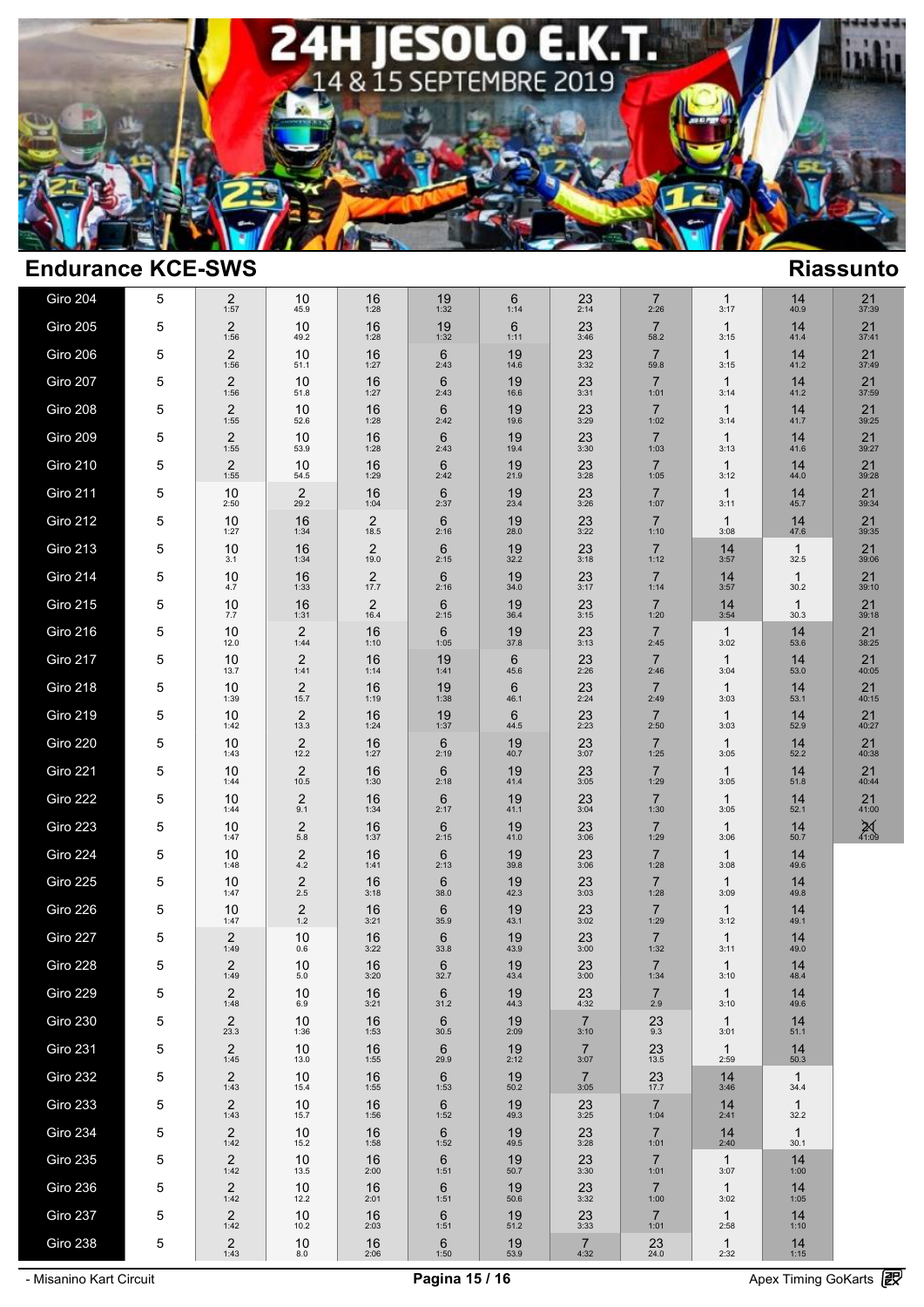# 24H JESOLO E.K.T.
14 & 15 SEPTEMBRE 2019

## Endurance KCE-SWS

## Riassunto

| Giro | | | | | | | | | | | |
|---|---|---|---|---|---|---|---|---|---|---|---|
| Giro 204 | 5 | 2 1:57 | 10 45.9 | 16 1:28 | 19 1:32 | 6 1:14 | 23 2:14 | 7 2:26 | 1 3:17 | 14 40.9 | 21 37:39 |
| Giro 205 | 5 | 2 1:56 | 10 49.2 | 16 1:28 | 19 1:32 | 6 1:11 | 23 3:46 | 7 58.2 | 1 3:15 | 14 41.4 | 21 37:41 |
| Giro 206 | 5 | 2 1:56 | 10 51.1 | 16 1:27 | 6 2:43 | 19 14.6 | 23 3:32 | 7 59.8 | 1 3:15 | 14 41.2 | 21 37:49 |
| Giro 207 | 5 | 2 1:56 | 10 51.8 | 16 1:27 | 6 2:43 | 19 16.6 | 23 3:31 | 7 1:01 | 1 3:14 | 14 41.2 | 21 37:59 |
| Giro 208 | 5 | 2 1:55 | 10 52.6 | 16 1:28 | 6 2:42 | 19 19.6 | 23 3:29 | 7 1:02 | 1 3:14 | 14 41.7 | 21 39:25 |
| Giro 209 | 5 | 2 1:55 | 10 53.9 | 16 1:28 | 6 2:43 | 19 19.4 | 23 3:30 | 7 1:03 | 1 3:13 | 14 41.6 | 21 39:27 |
| Giro 210 | 5 | 2 1:55 | 10 54.5 | 16 1:29 | 6 2:42 | 19 21.9 | 23 3:28 | 7 1:05 | 1 3:12 | 14 44.0 | 21 39:28 |
| Giro 211 | 5 | 10 2:50 | 2 29.2 | 16 1:04 | 6 2:37 | 19 23.4 | 23 3:26 | 7 1:07 | 1 3:11 | 14 45.7 | 21 39:34 |
| Giro 212 | 5 | 10 1:27 | 16 1:34 | 2 18.5 | 6 2:16 | 19 28.0 | 23 3:22 | 7 1:10 | 1 3:08 | 14 47.6 | 21 39:35 |
| Giro 213 | 5 | 10 3.1 | 16 1:34 | 2 19.0 | 6 2:15 | 19 32.2 | 23 3:18 | 7 1:12 | 14 3:57 | 1 32.5 | 21 39:06 |
| Giro 214 | 5 | 10 4.7 | 16 1:33 | 2 17.7 | 6 2:16 | 19 34.0 | 23 3:17 | 7 1:14 | 14 3:57 | 1 30.2 | 21 39:10 |
| Giro 215 | 5 | 10 7.7 | 16 1:31 | 2 16.4 | 6 2:15 | 19 36.4 | 23 3:15 | 7 1:20 | 14 3:54 | 1 30.3 | 21 39:18 |
| Giro 216 | 5 | 10 12.0 | 2 1:44 | 16 1:10 | 6 1:05 | 19 37.8 | 23 3:13 | 7 2:45 | 1 3:02 | 14 53.6 | 21 38:25 |
| Giro 217 | 5 | 10 13.7 | 2 1:41 | 16 1:14 | 19 1:41 | 6 45.6 | 23 2:26 | 7 2:46 | 1 3:04 | 14 53.0 | 21 40:05 |
| Giro 218 | 5 | 10 1:39 | 2 15.7 | 16 1:19 | 19 1:38 | 6 46.1 | 23 2:24 | 7 2:49 | 1 3:03 | 14 53.1 | 21 40:15 |
| Giro 219 | 5 | 10 1:42 | 2 13.3 | 16 1:24 | 19 1:37 | 6 44.5 | 23 2:23 | 7 2:50 | 1 3:03 | 14 52.9 | 21 40:27 |
| Giro 220 | 5 | 10 1:43 | 2 12.2 | 16 1:27 | 6 2:19 | 19 40.7 | 23 3:07 | 7 1:25 | 1 3:05 | 14 52.2 | 21 40:38 |
| Giro 221 | 5 | 10 1:44 | 2 10.5 | 16 1:30 | 6 2:18 | 19 41.4 | 23 3:05 | 7 1:29 | 1 3:05 | 14 51.8 | 21 40:44 |
| Giro 222 | 5 | 10 1:44 | 2 9.1 | 16 1:34 | 6 2:17 | 19 41.1 | 23 3:04 | 7 1:30 | 1 3:05 | 14 52.1 | 21 41:00 |
| Giro 223 | 5 | 10 1:47 | 2 5.8 | 16 1:37 | 6 2:15 | 19 41.0 | 23 3:06 | 7 1:29 | 1 3:06 | 14 50.7 | 21 41:09 |
| Giro 224 | 5 | 10 1:48 | 2 4.2 | 16 1:41 | 6 2:13 | 19 39.8 | 23 3:06 | 7 1:28 | 1 3:08 | 14 49.6 | |
| Giro 225 | 5 | 10 1:47 | 2 2.5 | 16 3:18 | 6 38.0 | 19 42.3 | 23 3:03 | 7 1:28 | 1 3:09 | 14 49.8 | |
| Giro 226 | 5 | 10 1:47 | 2 1.2 | 16 3:21 | 6 35.9 | 19 43.1 | 23 3:02 | 7 1:29 | 1 3:12 | 14 49.1 | |
| Giro 227 | 5 | 2 1:49 | 10 0.6 | 16 3:22 | 6 33.8 | 19 43.9 | 23 3:00 | 7 1:32 | 1 3:11 | 14 49.0 | |
| Giro 228 | 5 | 2 1:49 | 10 5.0 | 16 3:20 | 6 32.7 | 19 43.4 | 23 3:00 | 7 1:34 | 1 3:10 | 14 48.4 | |
| Giro 229 | 5 | 2 1:48 | 10 6.9 | 16 3:21 | 6 31.2 | 19 44.3 | 23 4:32 | 7 2.9 | 1 3:10 | 14 49.6 | |
| Giro 230 | 5 | 2 23.3 | 10 1:36 | 16 1:53 | 6 30.5 | 19 2:09 | 7 3:10 | 23 9.3 | 1 3:01 | 14 51.1 | |
| Giro 231 | 5 | 2 1:45 | 10 13.0 | 16 1:55 | 6 29.9 | 19 2:12 | 7 3:07 | 23 13.5 | 1 2:59 | 14 50.3 | |
| Giro 232 | 5 | 2 1:43 | 10 15.4 | 16 1:55 | 6 1:53 | 19 50.2 | 7 3:05 | 23 17.7 | 14 3:46 | 1 34.4 | |
| Giro 233 | 5 | 2 1:43 | 10 15.7 | 16 1:56 | 6 1:52 | 19 49.3 | 23 3:25 | 7 1:04 | 14 2:41 | 1 32.2 | |
| Giro 234 | 5 | 2 1:42 | 10 15.2 | 16 1:58 | 6 1:52 | 19 49.5 | 23 3:28 | 7 1:01 | 14 2:40 | 1 30.1 | |
| Giro 235 | 5 | 2 1:42 | 10 13.5 | 16 2:00 | 6 1:51 | 19 50.7 | 23 3:30 | 7 1:01 | 1 3:07 | 14 1:00 | |
| Giro 236 | 5 | 2 1:42 | 10 12.2 | 16 2:01 | 6 1:51 | 19 50.6 | 23 3:32 | 7 1:00 | 1 3:02 | 14 1:05 | |
| Giro 237 | 5 | 2 1:42 | 10 10.2 | 16 2:03 | 6 1:51 | 19 51.2 | 23 3:33 | 7 1:01 | 1 2:58 | 14 1:10 | |
| Giro 238 | 5 | 2 1:43 | 10 8.0 | 16 2:06 | 6 1:50 | 19 53.9 | 7 4:32 | 23 24.0 | 1 2:32 | 14 1:15 | |

- Misanino Kart Circuit

Apex Timing GoKarts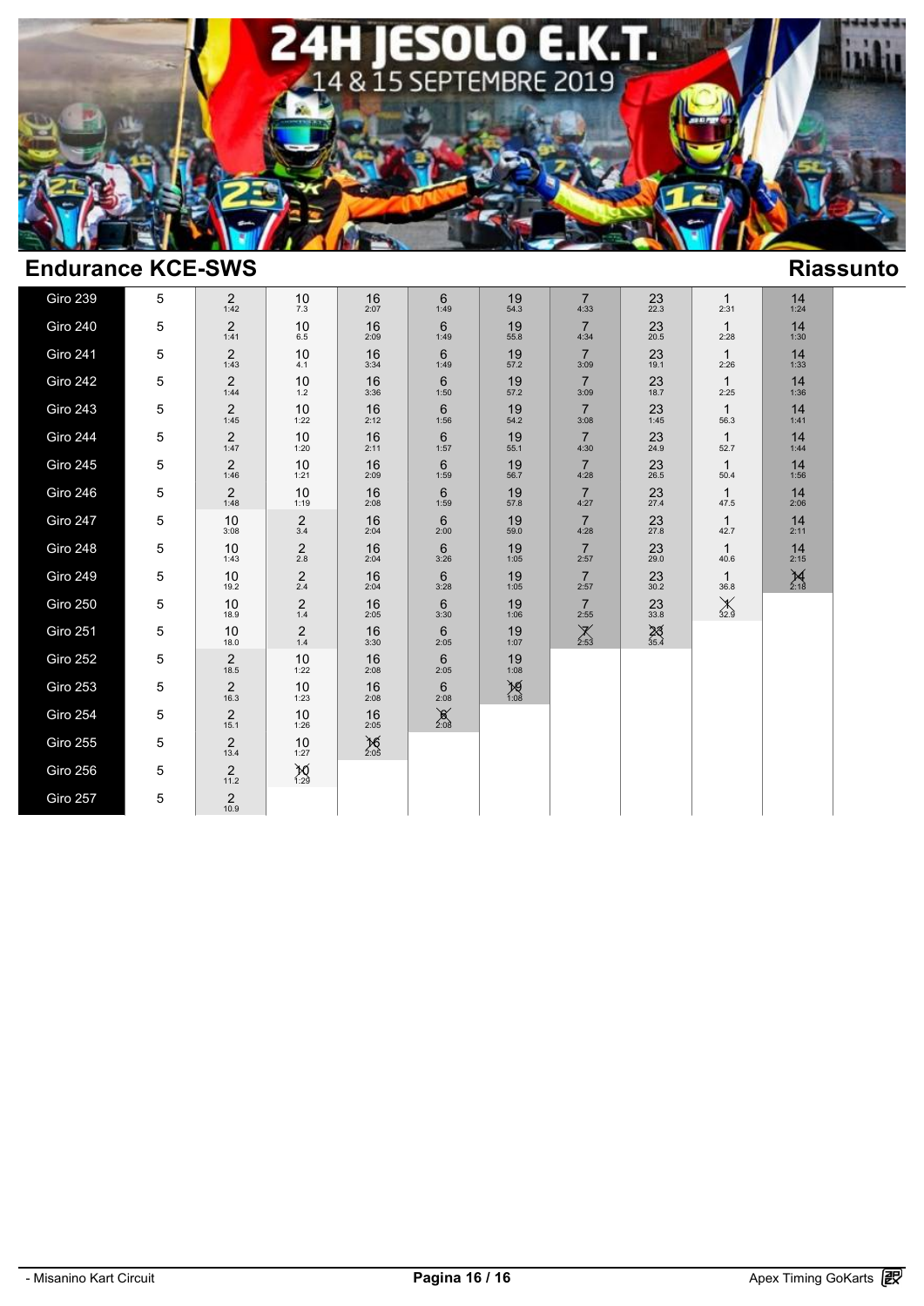# 24H JESOLO E.K.T.
14 & 15 SEPTEMBRE 2019

## Endurance KCE-SWS

## Riassunto

| | | | | | | | | | | |
|---|---|---|---|---|---|---|---|---|---|---|
| Giro 239 | 5 | 2 1:42 | 10 7.3 | 16 2:07 | 6 1:49 | 19 54.3 | 7 4:33 | 23 22.3 | 1 2:31 | 14 1:24 |
| Giro 240 | 5 | 2 1:41 | 10 6.5 | 16 2:09 | 6 1:49 | 19 55.8 | 7 4:34 | 23 20.5 | 1 2:28 | 14 1:30 |
| Giro 241 | 5 | 2 1:43 | 10 4.1 | 16 3:34 | 6 1:49 | 19 57.2 | 7 3:09 | 23 19.1 | 1 2:26 | 14 1:33 |
| Giro 242 | 5 | 2 1:44 | 10 1.2 | 16 3:36 | 6 1:50 | 19 57.2 | 7 3:09 | 23 18.7 | 1 2:25 | 14 1:36 |
| Giro 243 | 5 | 2 1:45 | 10 1:22 | 16 2:12 | 6 1:56 | 19 54.2 | 7 3:08 | 23 1:45 | 1 56.3 | 14 1:41 |
| Giro 244 | 5 | 2 1:47 | 10 1:20 | 16 2:11 | 6 1:57 | 19 55.1 | 7 4:30 | 23 24.9 | 1 52.7 | 14 1:44 |
| Giro 245 | 5 | 2 1:46 | 10 1:21 | 16 2:09 | 6 1:59 | 19 56.7 | 7 4:28 | 23 26.5 | 1 50.4 | 14 1:56 |
| Giro 246 | 5 | 2 1:48 | 10 1:19 | 16 2:08 | 6 1:59 | 19 57.8 | 7 4:27 | 23 27.4 | 1 47.5 | 14 2:06 |
| Giro 247 | 5 | 10 3:08 | 2 3.4 | 16 2:04 | 6 2:00 | 19 59.0 | 7 4:28 | 23 27.8 | 1 42.7 | 14 2:11 |
| Giro 248 | 5 | 10 1:43 | 2 2.8 | 16 2:04 | 6 3:26 | 19 1:05 | 7 2:57 | 23 29.0 | 1 40.6 | 14 2:15 |
| Giro 249 | 5 | 10 19.2 | 2 2.4 | 16 2:04 | 6 3:28 | 19 1:05 | 7 2:57 | 23 30.2 | 1 36.8 | 14 2:18 |
| Giro 250 | 5 | 10 18.9 | 2 1.4 | 16 2:05 | 6 3:30 | 19 1:06 | 7 2:55 | 23 33.8 | 1 32.9 | |
| Giro 251 | 5 | 10 18.0 | 2 1.4 | 16 3:30 | 6 2:05 | 19 1:07 | 7 2:53 | 23 35.4 | | |
| Giro 252 | 5 | 2 18.5 | 10 1:22 | 16 2:08 | 6 2:05 | 19 1:08 | | | | |
| Giro 253 | 5 | 2 16.3 | 10 1:23 | 16 2:08 | 6 2:08 | 19 1:08 | | | | |
| Giro 254 | 5 | 2 15.1 | 10 1:26 | 16 2:05 | 6 2:08 | | | | | |
| Giro 255 | 5 | 2 13.4 | 10 1:27 | 16 2:05 | | | | | | |
| Giro 256 | 5 | 2 11.2 | 10 1:29 | | | | | | | |
| Giro 257 | 5 | 2 10.9 | | | | | | | | |

- Misanino Kart Circuit

Apex Timing GoKarts